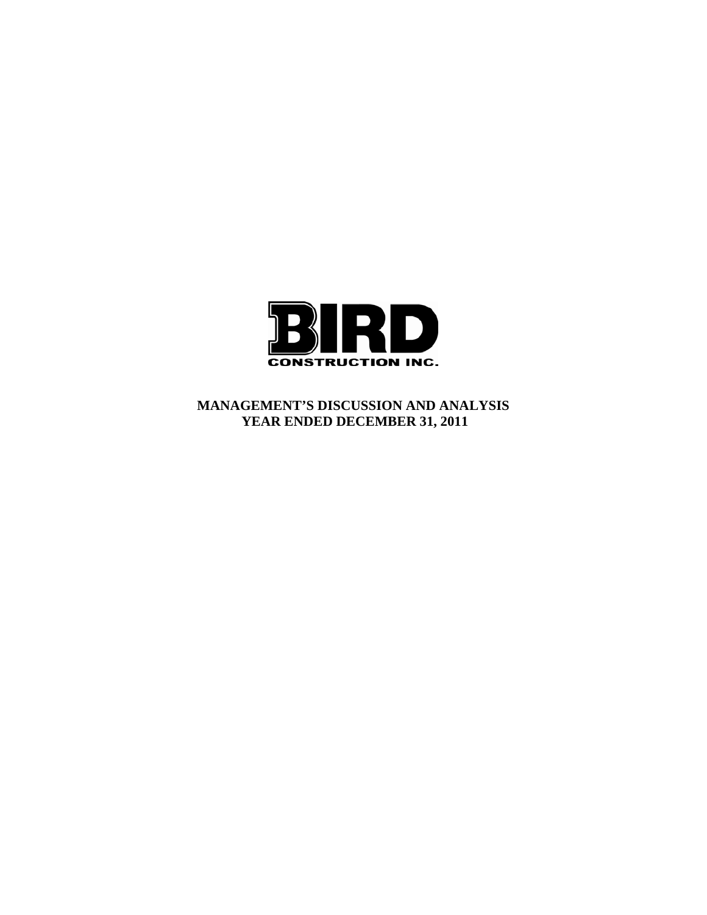BIRD

CONSTRUCTION INC.

# MANAGEMENT'S DISCUSSION AND ANALYSIS
# YEAR ENDED DECEMBER 31, 2011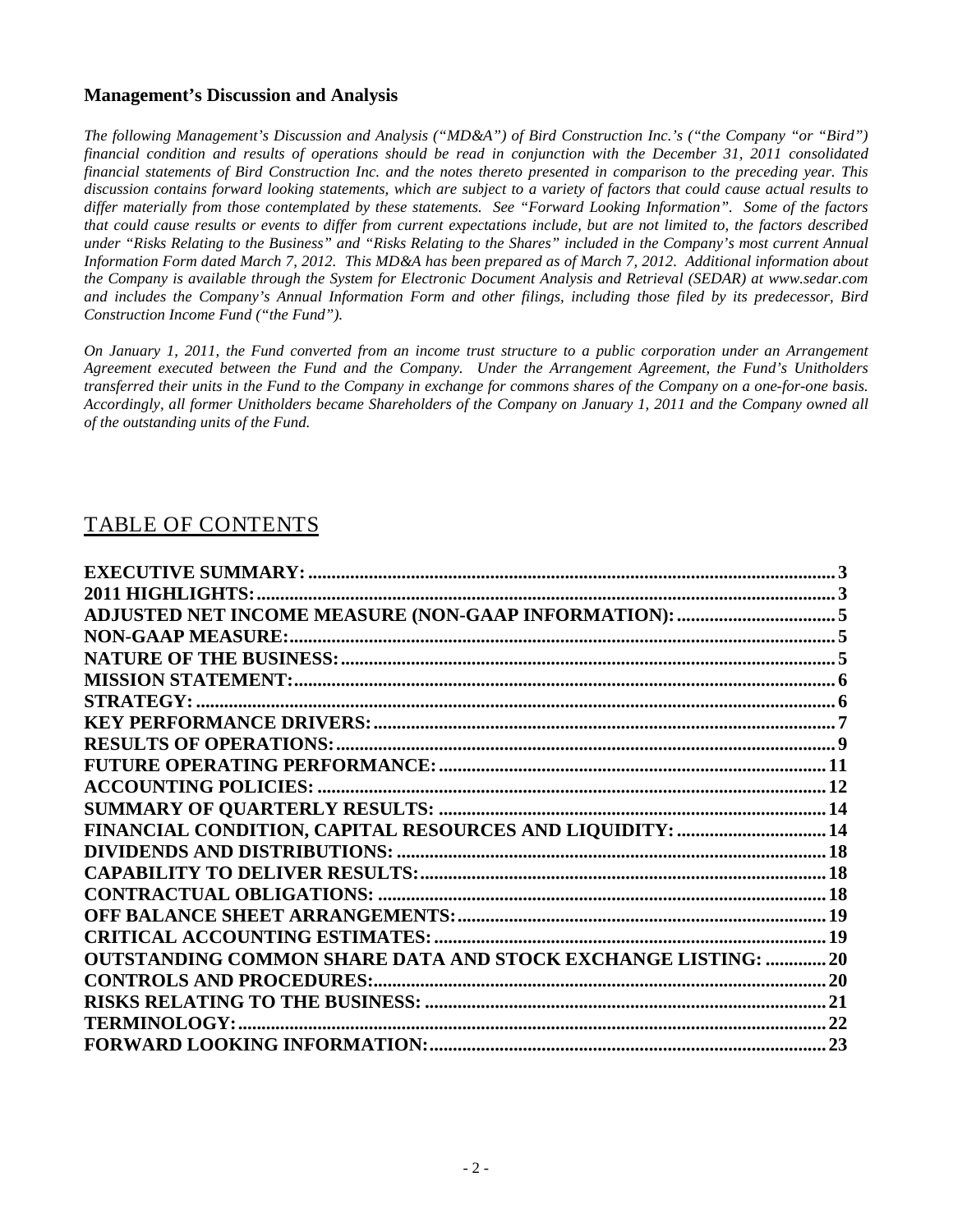## Management's Discussion and Analysis

*The following Management's Discussion and Analysis ("MD&A") of Bird Construction Inc.'s ("the Company "or "Bird") financial condition and results of operations should be read in conjunction with the December 31, 2011 consolidated financial statements of Bird Construction Inc. and the notes thereto presented in comparison to the preceding year. This discussion contains forward looking statements, which are subject to a variety of factors that could cause actual results to differ materially from those contemplated by these statements. See "Forward Looking Information". Some of the factors that could cause results or events to differ from current expectations include, but are not limited to, the factors described under "Risks Relating to the Business" and "Risks Relating to the Shares" included in the Company's most current Annual Information Form dated March 7, 2012. This MD&A has been prepared as of March 7, 2012. Additional information about the Company is available through the System for Electronic Document Analysis and Retrieval (SEDAR) at www.sedar.com and includes the Company's Annual Information Form and other filings, including those filed by its predecessor, Bird Construction Income Fund ("the Fund").*

*On January 1, 2011, the Fund converted from an income trust structure to a public corporation under an Arrangement Agreement executed between the Fund and the Company. Under the Arrangement Agreement, the Fund's Unitholders transferred their units in the Fund to the Company in exchange for commons shares of the Company on a one-for-one basis. Accordingly, all former Unitholders became Shareholders of the Company on January 1, 2011 and the Company owned all of the outstanding units of the Fund.*

## TABLE OF CONTENTS

| | |
|---|---|
| **EXECUTIVE SUMMARY:** | **3** |
| **2011 HIGHLIGHTS:** | **3** |
| **ADJUSTED NET INCOME MEASURE (NON-GAAP INFORMATION):** | **5** |
| **NON-GAAP MEASURE:** | **5** |
| **NATURE OF THE BUSINESS:** | **5** |
| **MISSION STATEMENT:** | **6** |
| **STRATEGY:** | **6** |
| **KEY PERFORMANCE DRIVERS:** | **7** |
| **RESULTS OF OPERATIONS:** | **9** |
| **FUTURE OPERATING PERFORMANCE:** | **11** |
| **ACCOUNTING POLICIES:** | **12** |
| **SUMMARY OF QUARTERLY RESULTS:** | **14** |
| **FINANCIAL CONDITION, CAPITAL RESOURCES AND LIQUIDITY:** | **14** |
| **DIVIDENDS AND DISTRIBUTIONS:** | **18** |
| **CAPABILITY TO DELIVER RESULTS:** | **18** |
| **CONTRACTUAL OBLIGATIONS:** | **18** |
| **OFF BALANCE SHEET ARRANGEMENTS:** | **19** |
| **CRITICAL ACCOUNTING ESTIMATES:** | **19** |
| **OUTSTANDING COMMON SHARE DATA AND STOCK EXCHANGE LISTING:** | **20** |
| **CONTROLS AND PROCEDURES:** | **20** |
| **RISKS RELATING TO THE BUSINESS:** | **21** |
| **TERMINOLOGY:** | **22** |
| **FORWARD LOOKING INFORMATION:** | **23** |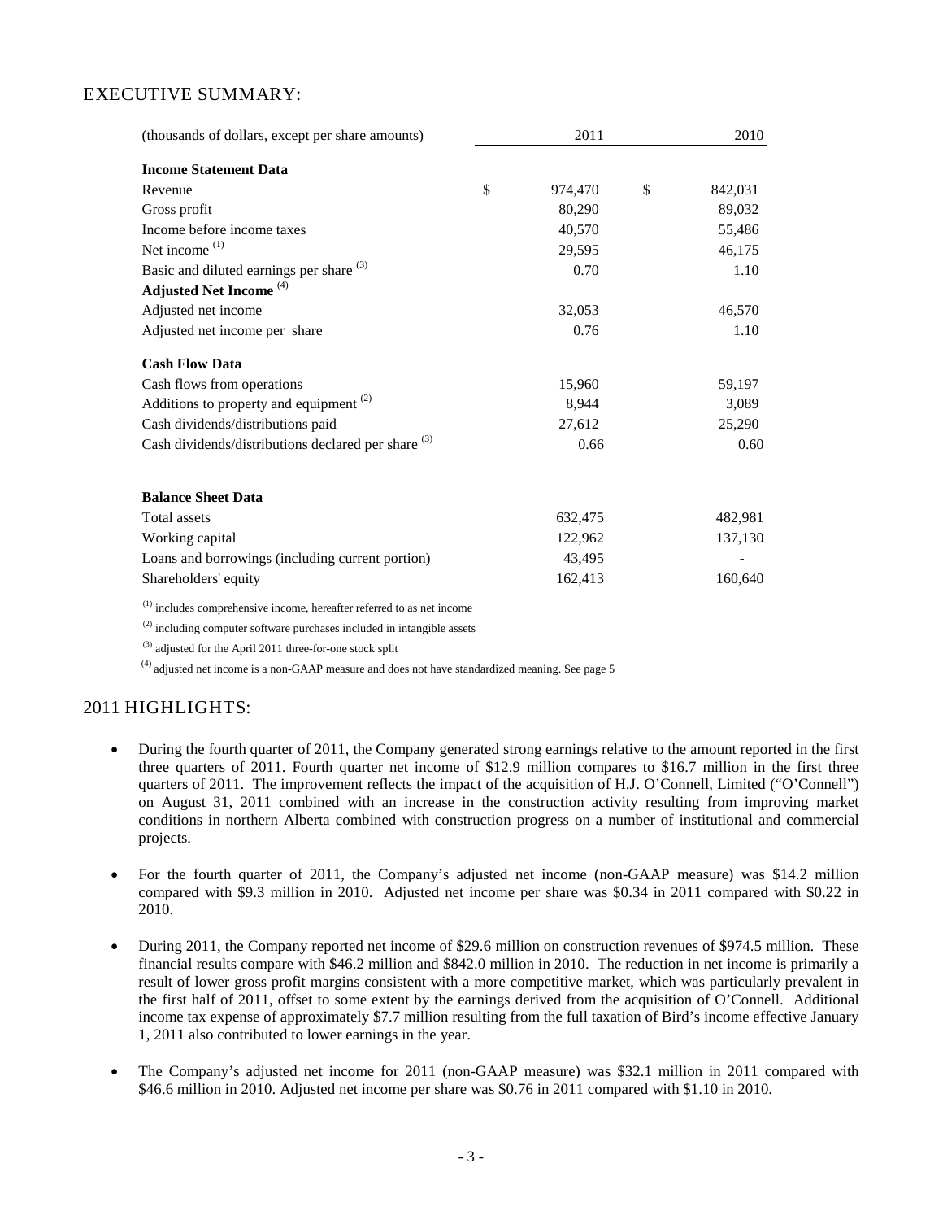## EXECUTIVE SUMMARY:

| (thousands of dollars, except per share amounts) | 2011 | 2010 |
|---|---|---|
| **Income Statement Data** | | |
| Revenue | $ 974,470 | $ 842,031 |
| Gross profit | 80,290 | 89,032 |
| Income before income taxes | 40,570 | 55,486 |
| Net income [(1)] | 29,595 | 46,175 |
| Basic and diluted earnings per share [(3)] | 0.70 | 1.10 |
| **Adjusted Net Income** [(4)] | | |
| Adjusted net income | 32,053 | 46,570 |
| Adjusted net income per share | 0.76 | 1.10 |
| **Cash Flow Data** | | |
| Cash flows from operations | 15,960 | 59,197 |
| Additions to property and equipment [(2)] | 8,944 | 3,089 |
| Cash dividends/distributions paid | 27,612 | 25,290 |
| Cash dividends/distributions declared per share [(3)] | 0.66 | 0.60 |
| **Balance Sheet Data** | | |
| Total assets | 632,475 | 482,981 |
| Working capital | 122,962 | 137,130 |
| Loans and borrowings (including current portion) | 43,495 | - |
| Shareholders' equity | 162,413 | 160,640 |

[(1)] includes comprehensive income, hereafter referred to as net income

[(2)] including computer software purchases included in intangible assets

[(3)] adjusted for the April 2011 three-for-one stock split

[(4)] adjusted net income is a non-GAAP measure and does not have standardized meaning. See page 5

## 2011 HIGHLIGHTS:

- During the fourth quarter of 2011, the Company generated strong earnings relative to the amount reported in the first three quarters of 2011. Fourth quarter net income of $12.9 million compares to $16.7 million in the first three quarters of 2011. The improvement reflects the impact of the acquisition of H.J. O'Connell, Limited ("O'Connell") on August 31, 2011 combined with an increase in the construction activity resulting from improving market conditions in northern Alberta combined with construction progress on a number of institutional and commercial projects.

- For the fourth quarter of 2011, the Company's adjusted net income (non-GAAP measure) was $14.2 million compared with $9.3 million in 2010. Adjusted net income per share was $0.34 in 2011 compared with $0.22 in 2010.

- During 2011, the Company reported net income of $29.6 million on construction revenues of $974.5 million. These financial results compare with $46.2 million and $842.0 million in 2010. The reduction in net income is primarily a result of lower gross profit margins consistent with a more competitive market, which was particularly prevalent in the first half of 2011, offset to some extent by the earnings derived from the acquisition of O'Connell. Additional income tax expense of approximately $7.7 million resulting from the full taxation of Bird's income effective January 1, 2011 also contributed to lower earnings in the year.

- The Company's adjusted net income for 2011 (non-GAAP measure) was $32.1 million in 2011 compared with $46.6 million in 2010. Adjusted net income per share was $0.76 in 2011 compared with $1.10 in 2010.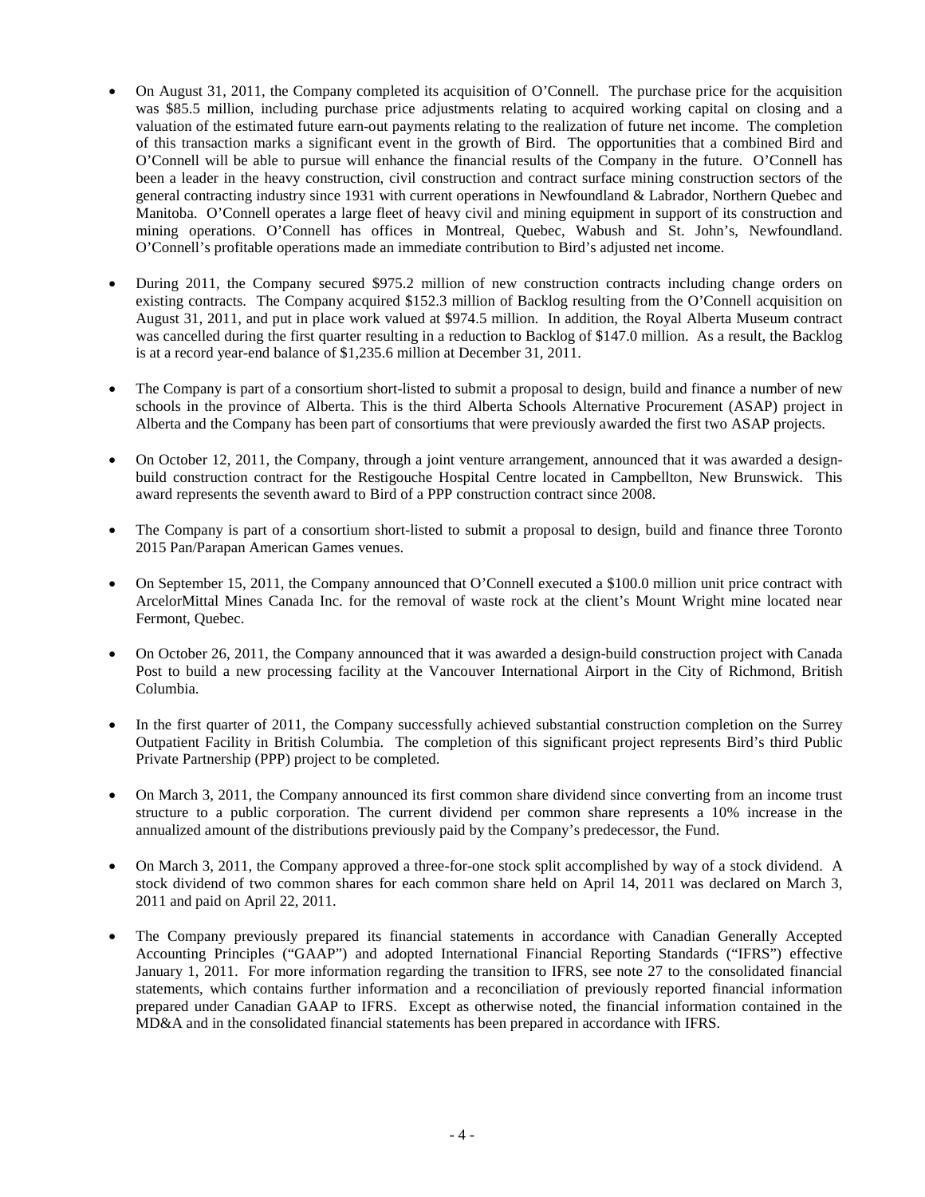- On August 31, 2011, the Company completed its acquisition of O'Connell. The purchase price for the acquisition was $85.5 million, including purchase price adjustments relating to acquired working capital on closing and a valuation of the estimated future earn-out payments relating to the realization of future net income. The completion of this transaction marks a significant event in the growth of Bird. The opportunities that a combined Bird and O'Connell will be able to pursue will enhance the financial results of the Company in the future. O'Connell has been a leader in the heavy construction, civil construction and contract surface mining construction sectors of the general contracting industry since 1931 with current operations in Newfoundland & Labrador, Northern Quebec and Manitoba. O'Connell operates a large fleet of heavy civil and mining equipment in support of its construction and mining operations. O'Connell has offices in Montreal, Quebec, Wabush and St. John's, Newfoundland. O'Connell's profitable operations made an immediate contribution to Bird's adjusted net income.

- During 2011, the Company secured $975.2 million of new construction contracts including change orders on existing contracts. The Company acquired $152.3 million of Backlog resulting from the O'Connell acquisition on August 31, 2011, and put in place work valued at $974.5 million. In addition, the Royal Alberta Museum contract was cancelled during the first quarter resulting in a reduction to Backlog of $147.0 million. As a result, the Backlog is at a record year-end balance of $1,235.6 million at December 31, 2011.

- The Company is part of a consortium short-listed to submit a proposal to design, build and finance a number of new schools in the province of Alberta. This is the third Alberta Schools Alternative Procurement (ASAP) project in Alberta and the Company has been part of consortiums that were previously awarded the first two ASAP projects.

- On October 12, 2011, the Company, through a joint venture arrangement, announced that it was awarded a design-build construction contract for the Restigouche Hospital Centre located in Campbellton, New Brunswick. This award represents the seventh award to Bird of a PPP construction contract since 2008.

- The Company is part of a consortium short-listed to submit a proposal to design, build and finance three Toronto 2015 Pan/Parapan American Games venues.

- On September 15, 2011, the Company announced that O'Connell executed a $100.0 million unit price contract with ArcelorMittal Mines Canada Inc. for the removal of waste rock at the client's Mount Wright mine located near Fermont, Quebec.

- On October 26, 2011, the Company announced that it was awarded a design-build construction project with Canada Post to build a new processing facility at the Vancouver International Airport in the City of Richmond, British Columbia.

- In the first quarter of 2011, the Company successfully achieved substantial construction completion on the Surrey Outpatient Facility in British Columbia. The completion of this significant project represents Bird's third Public Private Partnership (PPP) project to be completed.

- On March 3, 2011, the Company announced its first common share dividend since converting from an income trust structure to a public corporation. The current dividend per common share represents a 10% increase in the annualized amount of the distributions previously paid by the Company's predecessor, the Fund.

- On March 3, 2011, the Company approved a three-for-one stock split accomplished by way of a stock dividend. A stock dividend of two common shares for each common share held on April 14, 2011 was declared on March 3, 2011 and paid on April 22, 2011.

- The Company previously prepared its financial statements in accordance with Canadian Generally Accepted Accounting Principles ("GAAP") and adopted International Financial Reporting Standards ("IFRS") effective January 1, 2011. For more information regarding the transition to IFRS, see note 27 to the consolidated financial statements, which contains further information and a reconciliation of previously reported financial information prepared under Canadian GAAP to IFRS. Except as otherwise noted, the financial information contained in the MD&A and in the consolidated financial statements has been prepared in accordance with IFRS.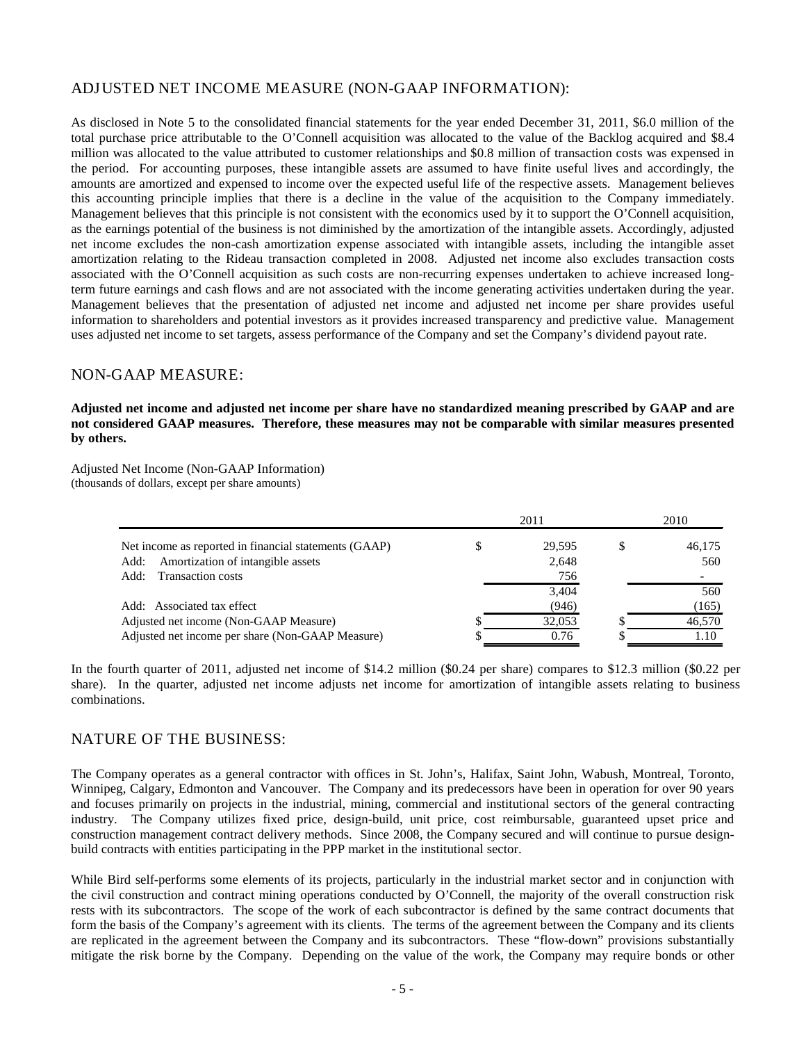## ADJUSTED NET INCOME MEASURE (NON-GAAP INFORMATION):

As disclosed in Note 5 to the consolidated financial statements for the year ended December 31, 2011, \$6.0 million of the total purchase price attributable to the O'Connell acquisition was allocated to the value of the Backlog acquired and \$8.4 million was allocated to the value attributed to customer relationships and \$0.8 million of transaction costs was expensed in the period. For accounting purposes, these intangible assets are assumed to have finite useful lives and accordingly, the amounts are amortized and expensed to income over the expected useful life of the respective assets. Management believes this accounting principle implies that there is a decline in the value of the acquisition to the Company immediately. Management believes that this principle is not consistent with the economics used by it to support the O'Connell acquisition, as the earnings potential of the business is not diminished by the amortization of the intangible assets. Accordingly, adjusted net income excludes the non-cash amortization expense associated with intangible assets, including the intangible asset amortization relating to the Rideau transaction completed in 2008. Adjusted net income also excludes transaction costs associated with the O'Connell acquisition as such costs are non-recurring expenses undertaken to achieve increased long-term future earnings and cash flows and are not associated with the income generating activities undertaken during the year. Management believes that the presentation of adjusted net income and adjusted net income per share provides useful information to shareholders and potential investors as it provides increased transparency and predictive value. Management uses adjusted net income to set targets, assess performance of the Company and set the Company's dividend payout rate.

## NON-GAAP MEASURE:

**Adjusted net income and adjusted net income per share have no standardized meaning prescribed by GAAP and are not considered GAAP measures. Therefore, these measures may not be comparable with similar measures presented by others.**

Adjusted Net Income (Non-GAAP Information)
(thousands of dollars, except per share amounts)

| | 2011 | 2010 |
|---|---|---|
| Net income as reported in financial statements (GAAP) | \$ 29,595 | \$ 46,175 |
| Add: Amortization of intangible assets | 2,648 | 560 |
| Add: Transaction costs | 756 | - |
| | 3,404 | 560 |
| Add: Associated tax effect | (946) | (165) |
| Adjusted net income (Non-GAAP Measure) | \$ 32,053 | \$ 46,570 |
| Adjusted net income per share (Non-GAAP Measure) | \$ 0.76 | \$ 1.10 |

In the fourth quarter of 2011, adjusted net income of \$14.2 million (\$0.24 per share) compares to \$12.3 million (\$0.22 per share). In the quarter, adjusted net income adjusts net income for amortization of intangible assets relating to business combinations.

## NATURE OF THE BUSINESS:

The Company operates as a general contractor with offices in St. John's, Halifax, Saint John, Wabush, Montreal, Toronto, Winnipeg, Calgary, Edmonton and Vancouver. The Company and its predecessors have been in operation for over 90 years and focuses primarily on projects in the industrial, mining, commercial and institutional sectors of the general contracting industry. The Company utilizes fixed price, design-build, unit price, cost reimbursable, guaranteed upset price and construction management contract delivery methods. Since 2008, the Company secured and will continue to pursue design-build contracts with entities participating in the PPP market in the institutional sector.

While Bird self-performs some elements of its projects, particularly in the industrial market sector and in conjunction with the civil construction and contract mining operations conducted by O'Connell, the majority of the overall construction risk rests with its subcontractors. The scope of the work of each subcontractor is defined by the same contract documents that form the basis of the Company's agreement with its clients. The terms of the agreement between the Company and its clients are replicated in the agreement between the Company and its subcontractors. These "flow-down" provisions substantially mitigate the risk borne by the Company. Depending on the value of the work, the Company may require bonds or other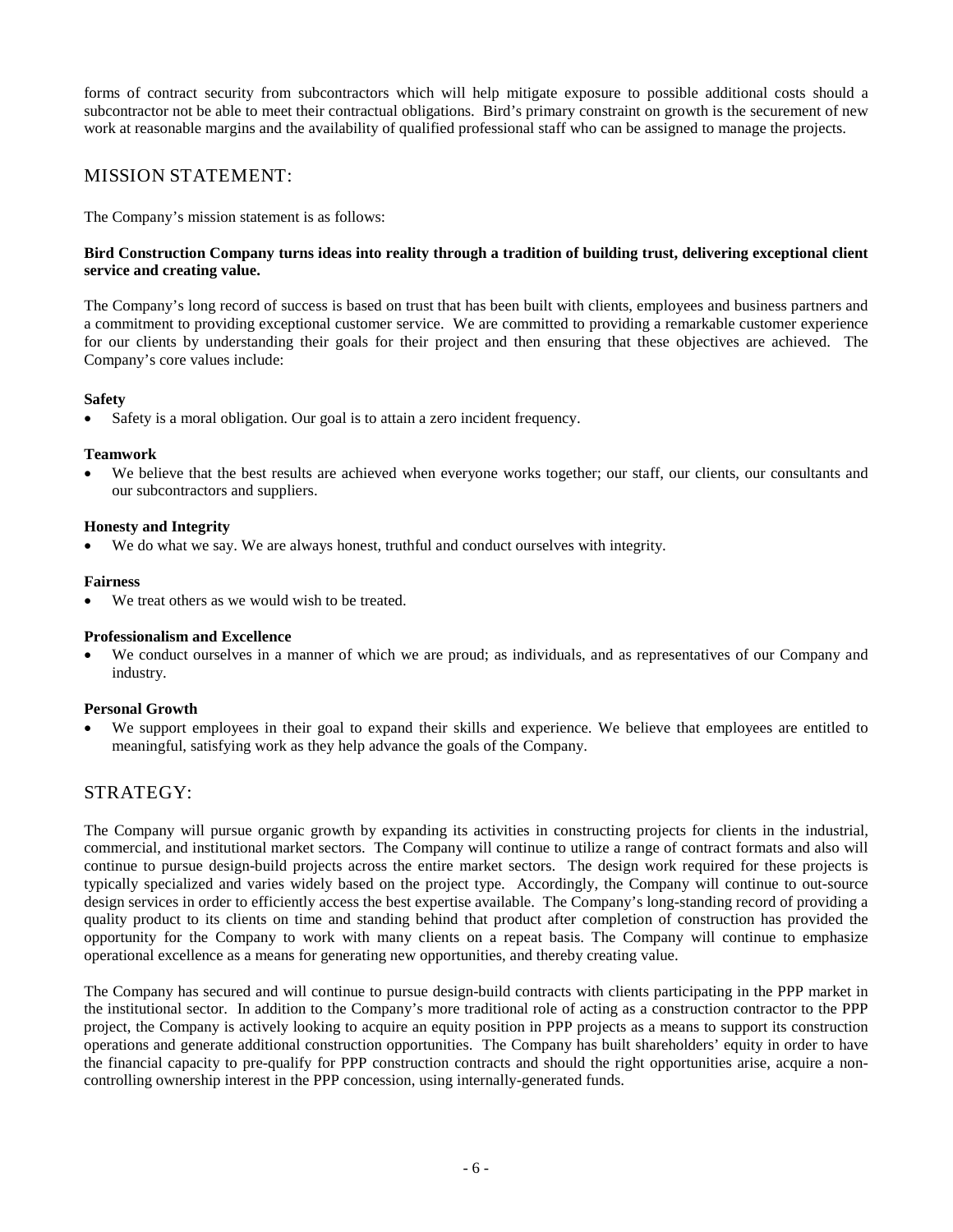forms of contract security from subcontractors which will help mitigate exposure to possible additional costs should a subcontractor not be able to meet their contractual obligations. Bird's primary constraint on growth is the securement of new work at reasonable margins and the availability of qualified professional staff who can be assigned to manage the projects.

## MISSION STATEMENT:

The Company's mission statement is as follows:

**Bird Construction Company turns ideas into reality through a tradition of building trust, delivering exceptional client service and creating value.**

The Company's long record of success is based on trust that has been built with clients, employees and business partners and a commitment to providing exceptional customer service. We are committed to providing a remarkable customer experience for our clients by understanding their goals for their project and then ensuring that these objectives are achieved. The Company's core values include:

**Safety**

- Safety is a moral obligation. Our goal is to attain a zero incident frequency.

**Teamwork**

- We believe that the best results are achieved when everyone works together; our staff, our clients, our consultants and our subcontractors and suppliers.

**Honesty and Integrity**

- We do what we say. We are always honest, truthful and conduct ourselves with integrity.

**Fairness**

- We treat others as we would wish to be treated.

**Professionalism and Excellence**

- We conduct ourselves in a manner of which we are proud; as individuals, and as representatives of our Company and industry.

**Personal Growth**

- We support employees in their goal to expand their skills and experience. We believe that employees are entitled to meaningful, satisfying work as they help advance the goals of the Company.

## STRATEGY:

The Company will pursue organic growth by expanding its activities in constructing projects for clients in the industrial, commercial, and institutional market sectors. The Company will continue to utilize a range of contract formats and also will continue to pursue design-build projects across the entire market sectors. The design work required for these projects is typically specialized and varies widely based on the project type. Accordingly, the Company will continue to out-source design services in order to efficiently access the best expertise available. The Company's long-standing record of providing a quality product to its clients on time and standing behind that product after completion of construction has provided the opportunity for the Company to work with many clients on a repeat basis. The Company will continue to emphasize operational excellence as a means for generating new opportunities, and thereby creating value.

The Company has secured and will continue to pursue design-build contracts with clients participating in the PPP market in the institutional sector. In addition to the Company's more traditional role of acting as a construction contractor to the PPP project, the Company is actively looking to acquire an equity position in PPP projects as a means to support its construction operations and generate additional construction opportunities. The Company has built shareholders' equity in order to have the financial capacity to pre-qualify for PPP construction contracts and should the right opportunities arise, acquire a non-controlling ownership interest in the PPP concession, using internally-generated funds.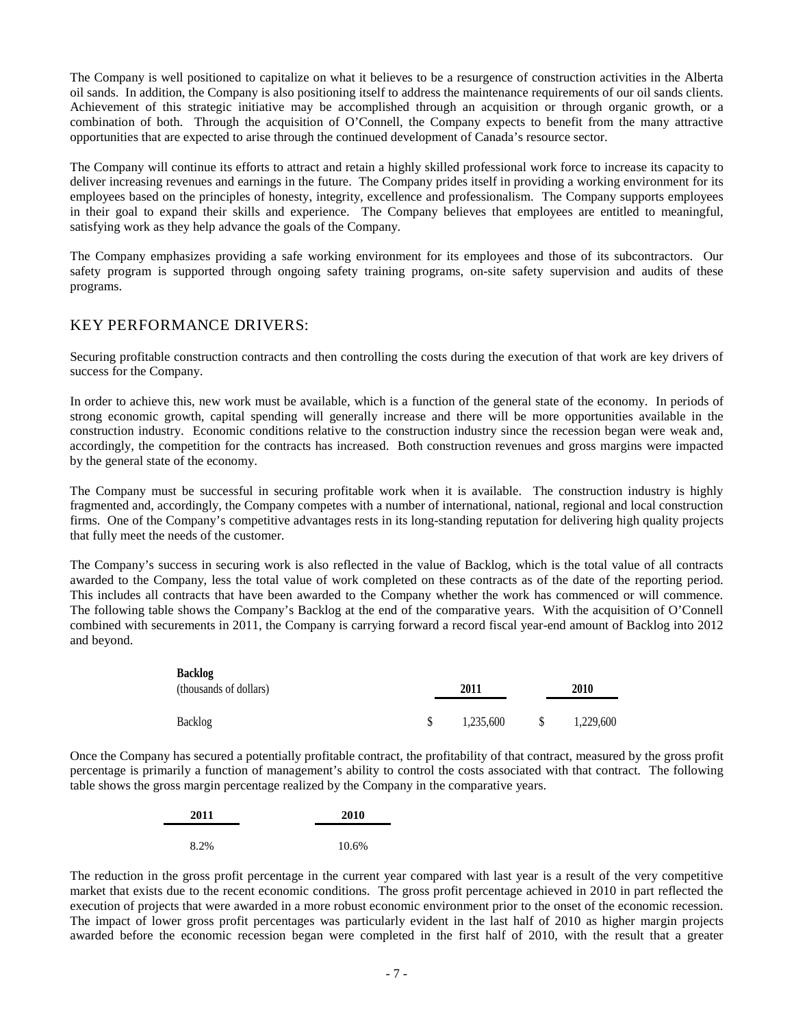The Company is well positioned to capitalize on what it believes to be a resurgence of construction activities in the Alberta oil sands. In addition, the Company is also positioning itself to address the maintenance requirements of our oil sands clients. Achievement of this strategic initiative may be accomplished through an acquisition or through organic growth, or a combination of both. Through the acquisition of O'Connell, the Company expects to benefit from the many attractive opportunities that are expected to arise through the continued development of Canada's resource sector.

The Company will continue its efforts to attract and retain a highly skilled professional work force to increase its capacity to deliver increasing revenues and earnings in the future. The Company prides itself in providing a working environment for its employees based on the principles of honesty, integrity, excellence and professionalism. The Company supports employees in their goal to expand their skills and experience. The Company believes that employees are entitled to meaningful, satisfying work as they help advance the goals of the Company.

The Company emphasizes providing a safe working environment for its employees and those of its subcontractors. Our safety program is supported through ongoing safety training programs, on-site safety supervision and audits of these programs.

## KEY PERFORMANCE DRIVERS:

Securing profitable construction contracts and then controlling the costs during the execution of that work are key drivers of success for the Company.

In order to achieve this, new work must be available, which is a function of the general state of the economy. In periods of strong economic growth, capital spending will generally increase and there will be more opportunities available in the construction industry. Economic conditions relative to the construction industry since the recession began were weak and, accordingly, the competition for the contracts has increased. Both construction revenues and gross margins were impacted by the general state of the economy.

The Company must be successful in securing profitable work when it is available. The construction industry is highly fragmented and, accordingly, the Company competes with a number of international, national, regional and local construction firms. One of the Company's competitive advantages rests in its long-standing reputation for delivering high quality projects that fully meet the needs of the customer.

The Company's success in securing work is also reflected in the value of Backlog, which is the total value of all contracts awarded to the Company, less the total value of work completed on these contracts as of the date of the reporting period. This includes all contracts that have been awarded to the Company whether the work has commenced or will commence. The following table shows the Company's Backlog at the end of the comparative years. With the acquisition of O'Connell combined with securements in 2011, the Company is carrying forward a record fiscal year-end amount of Backlog into 2012 and beyond.

| **Backlog**<br>(thousands of dollars) | **2011** | **2010** |
|---|---|---|
| Backlog | $ 1,235,600 | $ 1,229,600 |

Once the Company has secured a potentially profitable contract, the profitability of that contract, measured by the gross profit percentage is primarily a function of management's ability to control the costs associated with that contract. The following table shows the gross margin percentage realized by the Company in the comparative years.

| **2011** | **2010** |
|---|---|
| 8.2% | 10.6% |

The reduction in the gross profit percentage in the current year compared with last year is a result of the very competitive market that exists due to the recent economic conditions. The gross profit percentage achieved in 2010 in part reflected the execution of projects that were awarded in a more robust economic environment prior to the onset of the economic recession. The impact of lower gross profit percentages was particularly evident in the last half of 2010 as higher margin projects awarded before the economic recession began were completed in the first half of 2010, with the result that a greater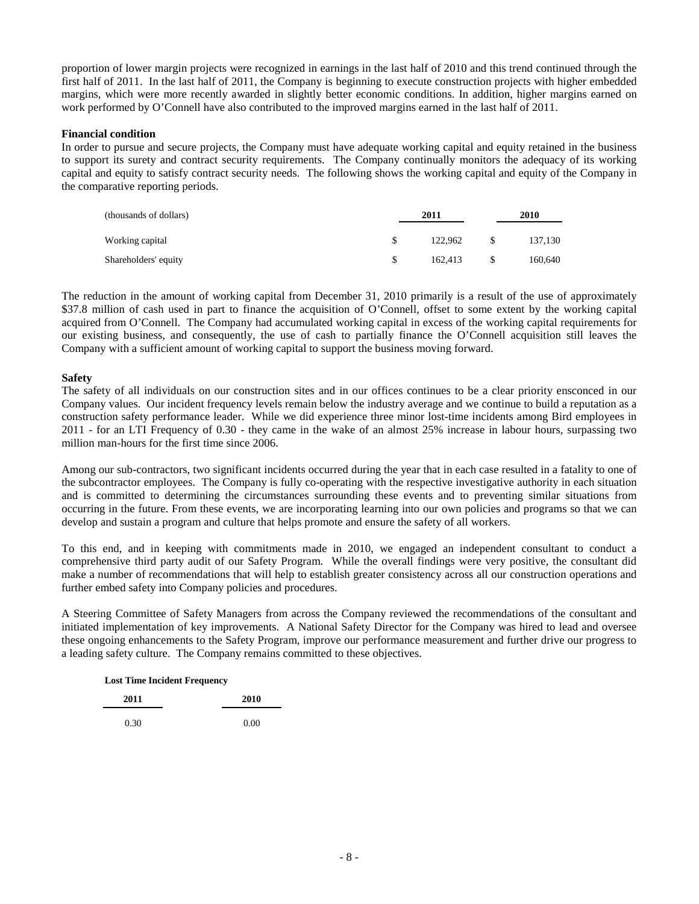proportion of lower margin projects were recognized in earnings in the last half of 2010 and this trend continued through the first half of 2011. In the last half of 2011, the Company is beginning to execute construction projects with higher embedded margins, which were more recently awarded in slightly better economic conditions. In addition, higher margins earned on work performed by O'Connell have also contributed to the improved margins earned in the last half of 2011.

**Financial condition**

In order to pursue and secure projects, the Company must have adequate working capital and equity retained in the business to support its surety and contract security requirements. The Company continually monitors the adequacy of its working capital and equity to satisfy contract security needs. The following shows the working capital and equity of the Company in the comparative reporting periods.

| (thousands of dollars) | 2011 | 2010 |
|---|---|---|
| Working capital | $ 122,962 | $ 137,130 |
| Shareholders' equity | $ 162,413 | $ 160,640 |

The reduction in the amount of working capital from December 31, 2010 primarily is a result of the use of approximately $37.8 million of cash used in part to finance the acquisition of O'Connell, offset to some extent by the working capital acquired from O'Connell. The Company had accumulated working capital in excess of the working capital requirements for our existing business, and consequently, the use of cash to partially finance the O'Connell acquisition still leaves the Company with a sufficient amount of working capital to support the business moving forward.

**Safety**

The safety of all individuals on our construction sites and in our offices continues to be a clear priority ensconced in our Company values. Our incident frequency levels remain below the industry average and we continue to build a reputation as a construction safety performance leader. While we did experience three minor lost-time incidents among Bird employees in 2011 - for an LTI Frequency of 0.30 - they came in the wake of an almost 25% increase in labour hours, surpassing two million man-hours for the first time since 2006.

Among our sub-contractors, two significant incidents occurred during the year that in each case resulted in a fatality to one of the subcontractor employees. The Company is fully co-operating with the respective investigative authority in each situation and is committed to determining the circumstances surrounding these events and to preventing similar situations from occurring in the future. From these events, we are incorporating learning into our own policies and programs so that we can develop and sustain a program and culture that helps promote and ensure the safety of all workers.

To this end, and in keeping with commitments made in 2010, we engaged an independent consultant to conduct a comprehensive third party audit of our Safety Program. While the overall findings were very positive, the consultant did make a number of recommendations that will help to establish greater consistency across all our construction operations and further embed safety into Company policies and procedures.

A Steering Committee of Safety Managers from across the Company reviewed the recommendations of the consultant and initiated implementation of key improvements. A National Safety Director for the Company was hired to lead and oversee these ongoing enhancements to the Safety Program, improve our performance measurement and further drive our progress to a leading safety culture. The Company remains committed to these objectives.

**Lost Time Incident Frequency**

| 2011 | 2010 |
|---|---|
| 0.30 | 0.00 |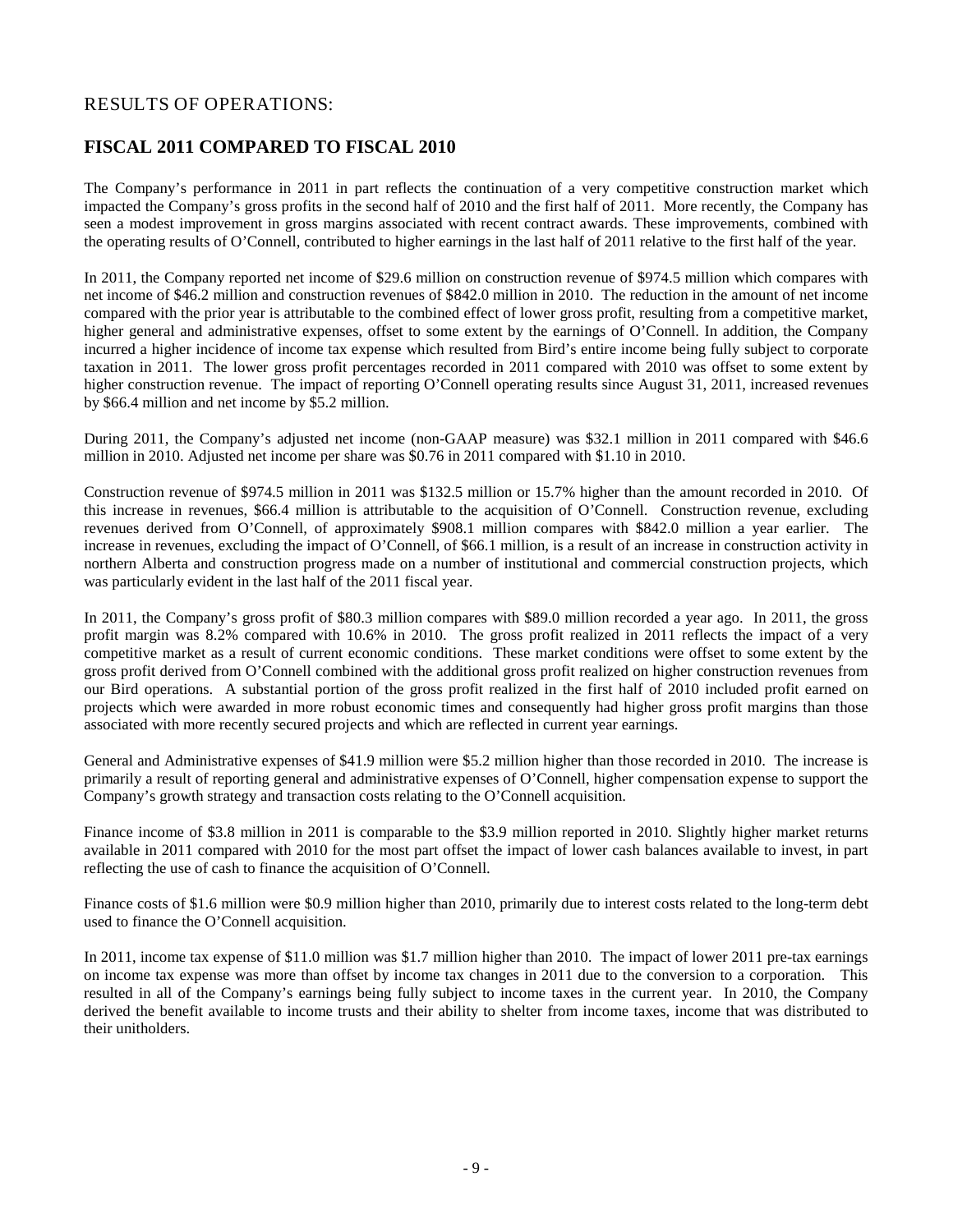## RESULTS OF OPERATIONS:

## FISCAL 2011 COMPARED TO FISCAL 2010

The Company's performance in 2011 in part reflects the continuation of a very competitive construction market which impacted the Company's gross profits in the second half of 2010 and the first half of 2011. More recently, the Company has seen a modest improvement in gross margins associated with recent contract awards. These improvements, combined with the operating results of O'Connell, contributed to higher earnings in the last half of 2011 relative to the first half of the year.

In 2011, the Company reported net income of $29.6 million on construction revenue of $974.5 million which compares with net income of $46.2 million and construction revenues of $842.0 million in 2010. The reduction in the amount of net income compared with the prior year is attributable to the combined effect of lower gross profit, resulting from a competitive market, higher general and administrative expenses, offset to some extent by the earnings of O'Connell. In addition, the Company incurred a higher incidence of income tax expense which resulted from Bird's entire income being fully subject to corporate taxation in 2011. The lower gross profit percentages recorded in 2011 compared with 2010 was offset to some extent by higher construction revenue. The impact of reporting O'Connell operating results since August 31, 2011, increased revenues by $66.4 million and net income by $5.2 million.

During 2011, the Company's adjusted net income (non-GAAP measure) was $32.1 million in 2011 compared with $46.6 million in 2010. Adjusted net income per share was $0.76 in 2011 compared with $1.10 in 2010.

Construction revenue of $974.5 million in 2011 was $132.5 million or 15.7% higher than the amount recorded in 2010. Of this increase in revenues, $66.4 million is attributable to the acquisition of O'Connell. Construction revenue, excluding revenues derived from O'Connell, of approximately $908.1 million compares with $842.0 million a year earlier. The increase in revenues, excluding the impact of O'Connell, of $66.1 million, is a result of an increase in construction activity in northern Alberta and construction progress made on a number of institutional and commercial construction projects, which was particularly evident in the last half of the 2011 fiscal year.

In 2011, the Company's gross profit of $80.3 million compares with $89.0 million recorded a year ago. In 2011, the gross profit margin was 8.2% compared with 10.6% in 2010. The gross profit realized in 2011 reflects the impact of a very competitive market as a result of current economic conditions. These market conditions were offset to some extent by the gross profit derived from O'Connell combined with the additional gross profit realized on higher construction revenues from our Bird operations. A substantial portion of the gross profit realized in the first half of 2010 included profit earned on projects which were awarded in more robust economic times and consequently had higher gross profit margins than those associated with more recently secured projects and which are reflected in current year earnings.

General and Administrative expenses of $41.9 million were $5.2 million higher than those recorded in 2010. The increase is primarily a result of reporting general and administrative expenses of O'Connell, higher compensation expense to support the Company's growth strategy and transaction costs relating to the O'Connell acquisition.

Finance income of $3.8 million in 2011 is comparable to the $3.9 million reported in 2010. Slightly higher market returns available in 2011 compared with 2010 for the most part offset the impact of lower cash balances available to invest, in part reflecting the use of cash to finance the acquisition of O'Connell.

Finance costs of $1.6 million were $0.9 million higher than 2010, primarily due to interest costs related to the long-term debt used to finance the O'Connell acquisition.

In 2011, income tax expense of $11.0 million was $1.7 million higher than 2010. The impact of lower 2011 pre-tax earnings on income tax expense was more than offset by income tax changes in 2011 due to the conversion to a corporation. This resulted in all of the Company's earnings being fully subject to income taxes in the current year. In 2010, the Company derived the benefit available to income trusts and their ability to shelter from income taxes, income that was distributed to their unitholders.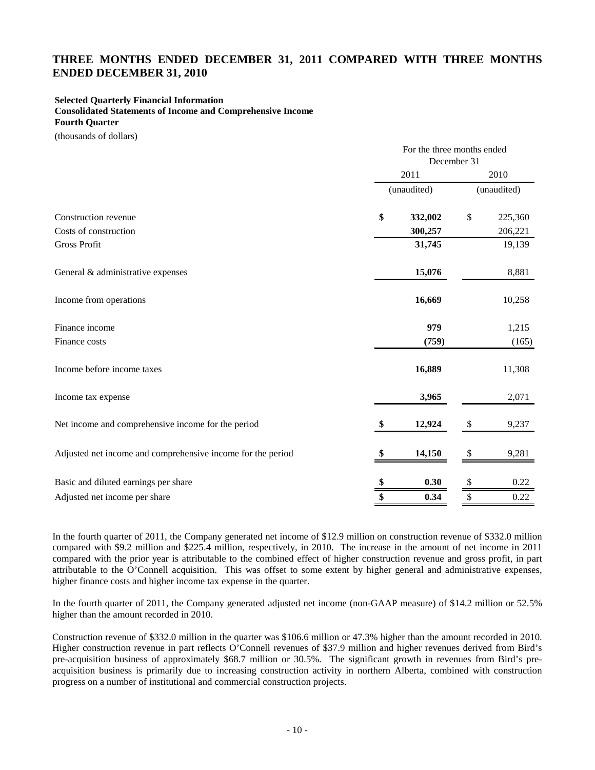# THREE MONTHS ENDED DECEMBER 31, 2011 COMPARED WITH THREE MONTHS ENDED DECEMBER 31, 2010

**Selected Quarterly Financial Information**
**Consolidated Statements of Income and Comprehensive Income**
**Fourth Quarter**

(thousands of dollars)

| | For the three months ended December 31 | |
|---|---|---|
| | 2011 | 2010 |
| | (unaudited) | (unaudited) |
| Construction revenue | **$ 332,002** | $ 225,360 |
| Costs of construction | **300,257** | 206,221 |
| Gross Profit | **31,745** | 19,139 |
| General & administrative expenses | **15,076** | 8,881 |
| Income from operations | **16,669** | 10,258 |
| Finance income | **979** | 1,215 |
| Finance costs | **(759)** | (165) |
| Income before income taxes | **16,889** | 11,308 |
| Income tax expense | **3,965** | 2,071 |
| Net income and comprehensive income for the period | **$ 12,924** | $ 9,237 |
| Adjusted net income and comprehensive income for the period | **$ 14,150** | $ 9,281 |
| Basic and diluted earnings per share | **$ 0.30** | $ 0.22 |
| Adjusted net income per share | **$ 0.34** | $ 0.22 |

In the fourth quarter of 2011, the Company generated net income of $12.9 million on construction revenue of $332.0 million compared with $9.2 million and $225.4 million, respectively, in 2010. The increase in the amount of net income in 2011 compared with the prior year is attributable to the combined effect of higher construction revenue and gross profit, in part attributable to the O'Connell acquisition. This was offset to some extent by higher general and administrative expenses, higher finance costs and higher income tax expense in the quarter.

In the fourth quarter of 2011, the Company generated adjusted net income (non-GAAP measure) of $14.2 million or 52.5% higher than the amount recorded in 2010.

Construction revenue of $332.0 million in the quarter was $106.6 million or 47.3% higher than the amount recorded in 2010. Higher construction revenue in part reflects O'Connell revenues of $37.9 million and higher revenues derived from Bird's pre-acquisition business of approximately $68.7 million or 30.5%. The significant growth in revenues from Bird's pre-acquisition business is primarily due to increasing construction activity in northern Alberta, combined with construction progress on a number of institutional and commercial construction projects.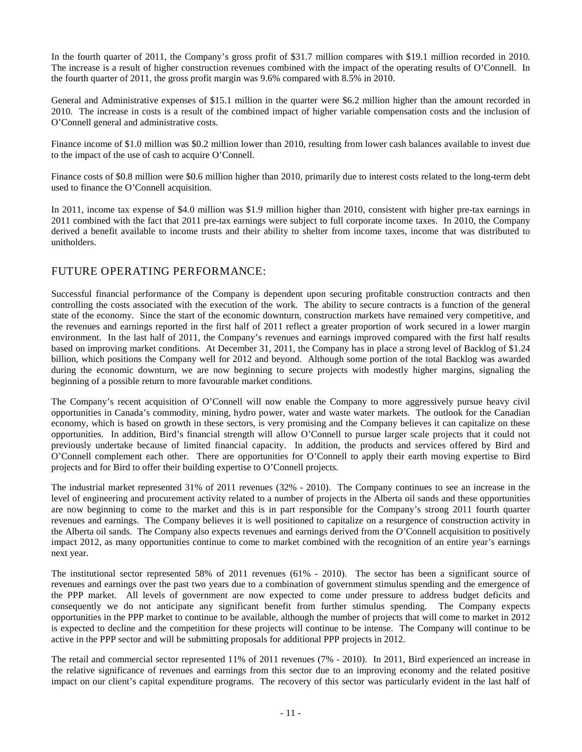In the fourth quarter of 2011, the Company's gross profit of $31.7 million compares with $19.1 million recorded in 2010. The increase is a result of higher construction revenues combined with the impact of the operating results of O'Connell. In the fourth quarter of 2011, the gross profit margin was 9.6% compared with 8.5% in 2010.

General and Administrative expenses of $15.1 million in the quarter were $6.2 million higher than the amount recorded in 2010. The increase in costs is a result of the combined impact of higher variable compensation costs and the inclusion of O'Connell general and administrative costs.

Finance income of $1.0 million was $0.2 million lower than 2010, resulting from lower cash balances available to invest due to the impact of the use of cash to acquire O'Connell.

Finance costs of $0.8 million were $0.6 million higher than 2010, primarily due to interest costs related to the long-term debt used to finance the O'Connell acquisition.

In 2011, income tax expense of $4.0 million was $1.9 million higher than 2010, consistent with higher pre-tax earnings in 2011 combined with the fact that 2011 pre-tax earnings were subject to full corporate income taxes. In 2010, the Company derived a benefit available to income trusts and their ability to shelter from income taxes, income that was distributed to unitholders.

## FUTURE OPERATING PERFORMANCE:

Successful financial performance of the Company is dependent upon securing profitable construction contracts and then controlling the costs associated with the execution of the work. The ability to secure contracts is a function of the general state of the economy. Since the start of the economic downturn, construction markets have remained very competitive, and the revenues and earnings reported in the first half of 2011 reflect a greater proportion of work secured in a lower margin environment. In the last half of 2011, the Company's revenues and earnings improved compared with the first half results based on improving market conditions. At December 31, 2011, the Company has in place a strong level of Backlog of $1.24 billion, which positions the Company well for 2012 and beyond. Although some portion of the total Backlog was awarded during the economic downturn, we are now beginning to secure projects with modestly higher margins, signaling the beginning of a possible return to more favourable market conditions.

The Company's recent acquisition of O'Connell will now enable the Company to more aggressively pursue heavy civil opportunities in Canada's commodity, mining, hydro power, water and waste water markets. The outlook for the Canadian economy, which is based on growth in these sectors, is very promising and the Company believes it can capitalize on these opportunities. In addition, Bird's financial strength will allow O'Connell to pursue larger scale projects that it could not previously undertake because of limited financial capacity. In addition, the products and services offered by Bird and O'Connell complement each other. There are opportunities for O'Connell to apply their earth moving expertise to Bird projects and for Bird to offer their building expertise to O'Connell projects.

The industrial market represented 31% of 2011 revenues (32% - 2010). The Company continues to see an increase in the level of engineering and procurement activity related to a number of projects in the Alberta oil sands and these opportunities are now beginning to come to the market and this is in part responsible for the Company's strong 2011 fourth quarter revenues and earnings. The Company believes it is well positioned to capitalize on a resurgence of construction activity in the Alberta oil sands. The Company also expects revenues and earnings derived from the O'Connell acquisition to positively impact 2012, as many opportunities continue to come to market combined with the recognition of an entire year's earnings next year.

The institutional sector represented 58% of 2011 revenues (61% - 2010). The sector has been a significant source of revenues and earnings over the past two years due to a combination of government stimulus spending and the emergence of the PPP market. All levels of government are now expected to come under pressure to address budget deficits and consequently we do not anticipate any significant benefit from further stimulus spending. The Company expects opportunities in the PPP market to continue to be available, although the number of projects that will come to market in 2012 is expected to decline and the competition for these projects will continue to be intense. The Company will continue to be active in the PPP sector and will be submitting proposals for additional PPP projects in 2012.

The retail and commercial sector represented 11% of 2011 revenues (7% - 2010). In 2011, Bird experienced an increase in the relative significance of revenues and earnings from this sector due to an improving economy and the related positive impact on our client's capital expenditure programs. The recovery of this sector was particularly evident in the last half of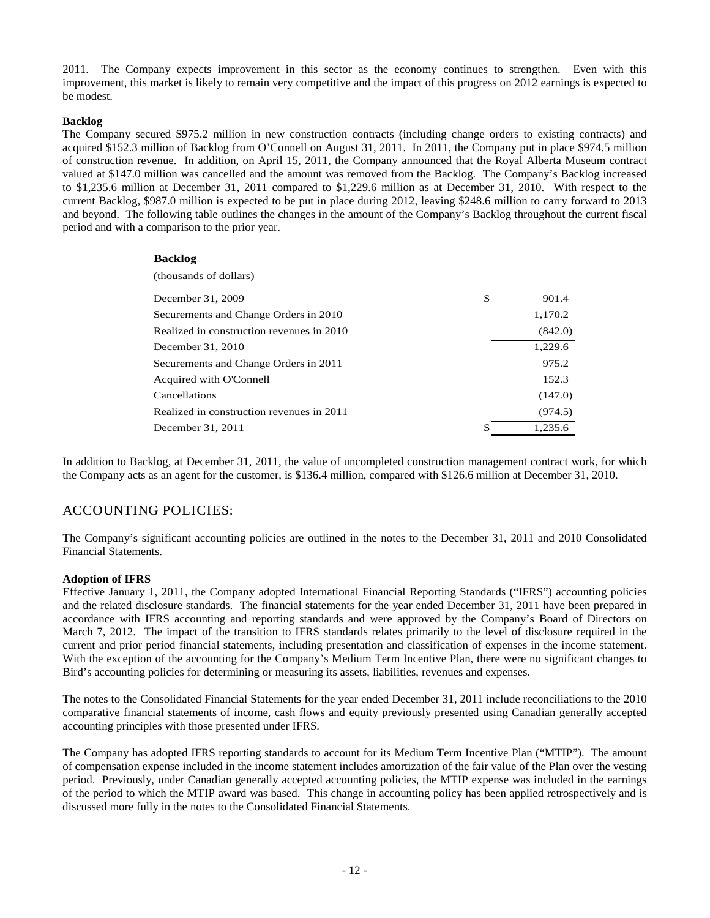2011. The Company expects improvement in this sector as the economy continues to strengthen. Even with this improvement, this market is likely to remain very competitive and the impact of this progress on 2012 earnings is expected to be modest.

**Backlog**

The Company secured $975.2 million in new construction contracts (including change orders to existing contracts) and acquired $152.3 million of Backlog from O'Connell on August 31, 2011. In 2011, the Company put in place $974.5 million of construction revenue. In addition, on April 15, 2011, the Company announced that the Royal Alberta Museum contract valued at $147.0 million was cancelled and the amount was removed from the Backlog. The Company's Backlog increased to $1,235.6 million at December 31, 2011 compared to $1,229.6 million as at December 31, 2010. With respect to the current Backlog, $987.0 million is expected to be put in place during 2012, leaving $248.6 million to carry forward to 2013 and beyond. The following table outlines the changes in the amount of the Company's Backlog throughout the current fiscal period and with a comparison to the prior year.

**Backlog**

(thousands of dollars)

| | |
|---|---|
| December 31, 2009 | $ 901.4 |
| Securements and Change Orders in 2010 | 1,170.2 |
| Realized in construction revenues in 2010 | (842.0) |
| December 31, 2010 | 1,229.6 |
| Securements and Change Orders in 2011 | 975.2 |
| Acquired with O'Connell | 152.3 |
| Cancellations | (147.0) |
| Realized in construction revenues in 2011 | (974.5) |
| December 31, 2011 | $ 1,235.6 |

In addition to Backlog, at December 31, 2011, the value of uncompleted construction management contract work, for which the Company acts as an agent for the customer, is $136.4 million, compared with $126.6 million at December 31, 2010.

## ACCOUNTING POLICIES:

The Company's significant accounting policies are outlined in the notes to the December 31, 2011 and 2010 Consolidated Financial Statements.

**Adoption of IFRS**

Effective January 1, 2011, the Company adopted International Financial Reporting Standards ("IFRS") accounting policies and the related disclosure standards. The financial statements for the year ended December 31, 2011 have been prepared in accordance with IFRS accounting and reporting standards and were approved by the Company's Board of Directors on March 7, 2012. The impact of the transition to IFRS standards relates primarily to the level of disclosure required in the current and prior period financial statements, including presentation and classification of expenses in the income statement. With the exception of the accounting for the Company's Medium Term Incentive Plan, there were no significant changes to Bird's accounting policies for determining or measuring its assets, liabilities, revenues and expenses.

The notes to the Consolidated Financial Statements for the year ended December 31, 2011 include reconciliations to the 2010 comparative financial statements of income, cash flows and equity previously presented using Canadian generally accepted accounting principles with those presented under IFRS.

The Company has adopted IFRS reporting standards to account for its Medium Term Incentive Plan ("MTIP"). The amount of compensation expense included in the income statement includes amortization of the fair value of the Plan over the vesting period. Previously, under Canadian generally accepted accounting policies, the MTIP expense was included in the earnings of the period to which the MTIP award was based. This change in accounting policy has been applied retrospectively and is discussed more fully in the notes to the Consolidated Financial Statements.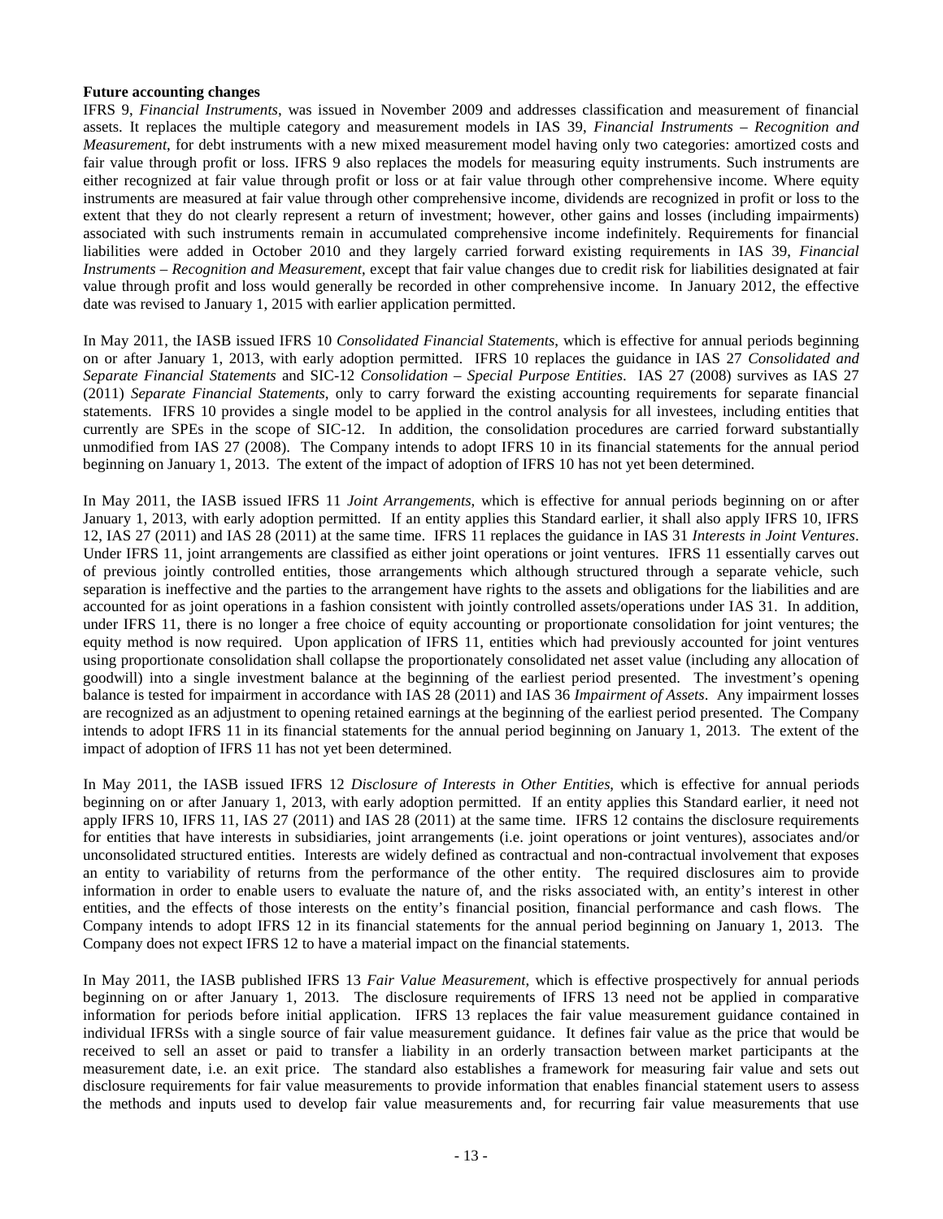**Future accounting changes**

IFRS 9, *Financial Instruments*, was issued in November 2009 and addresses classification and measurement of financial assets. It replaces the multiple category and measurement models in IAS 39, *Financial Instruments – Recognition and Measurement*, for debt instruments with a new mixed measurement model having only two categories: amortized costs and fair value through profit or loss. IFRS 9 also replaces the models for measuring equity instruments. Such instruments are either recognized at fair value through profit or loss or at fair value through other comprehensive income. Where equity instruments are measured at fair value through other comprehensive income, dividends are recognized in profit or loss to the extent that they do not clearly represent a return of investment; however, other gains and losses (including impairments) associated with such instruments remain in accumulated comprehensive income indefinitely. Requirements for financial liabilities were added in October 2010 and they largely carried forward existing requirements in IAS 39, *Financial Instruments – Recognition and Measurement*, except that fair value changes due to credit risk for liabilities designated at fair value through profit and loss would generally be recorded in other comprehensive income. In January 2012, the effective date was revised to January 1, 2015 with earlier application permitted.

In May 2011, the IASB issued IFRS 10 *Consolidated Financial Statements*, which is effective for annual periods beginning on or after January 1, 2013, with early adoption permitted. IFRS 10 replaces the guidance in IAS 27 *Consolidated and Separate Financial Statements* and SIC-12 *Consolidation – Special Purpose Entities*. IAS 27 (2008) survives as IAS 27 (2011) *Separate Financial Statements*, only to carry forward the existing accounting requirements for separate financial statements. IFRS 10 provides a single model to be applied in the control analysis for all investees, including entities that currently are SPEs in the scope of SIC-12. In addition, the consolidation procedures are carried forward substantially unmodified from IAS 27 (2008). The Company intends to adopt IFRS 10 in its financial statements for the annual period beginning on January 1, 2013. The extent of the impact of adoption of IFRS 10 has not yet been determined.

In May 2011, the IASB issued IFRS 11 *Joint Arrangements*, which is effective for annual periods beginning on or after January 1, 2013, with early adoption permitted. If an entity applies this Standard earlier, it shall also apply IFRS 10, IFRS 12, IAS 27 (2011) and IAS 28 (2011) at the same time. IFRS 11 replaces the guidance in IAS 31 *Interests in Joint Ventures*. Under IFRS 11, joint arrangements are classified as either joint operations or joint ventures. IFRS 11 essentially carves out of previous jointly controlled entities, those arrangements which although structured through a separate vehicle, such separation is ineffective and the parties to the arrangement have rights to the assets and obligations for the liabilities and are accounted for as joint operations in a fashion consistent with jointly controlled assets/operations under IAS 31. In addition, under IFRS 11, there is no longer a free choice of equity accounting or proportionate consolidation for joint ventures; the equity method is now required. Upon application of IFRS 11, entities which had previously accounted for joint ventures using proportionate consolidation shall collapse the proportionately consolidated net asset value (including any allocation of goodwill) into a single investment balance at the beginning of the earliest period presented. The investment's opening balance is tested for impairment in accordance with IAS 28 (2011) and IAS 36 *Impairment of Assets*. Any impairment losses are recognized as an adjustment to opening retained earnings at the beginning of the earliest period presented. The Company intends to adopt IFRS 11 in its financial statements for the annual period beginning on January 1, 2013. The extent of the impact of adoption of IFRS 11 has not yet been determined.

In May 2011, the IASB issued IFRS 12 *Disclosure of Interests in Other Entities*, which is effective for annual periods beginning on or after January 1, 2013, with early adoption permitted. If an entity applies this Standard earlier, it need not apply IFRS 10, IFRS 11, IAS 27 (2011) and IAS 28 (2011) at the same time. IFRS 12 contains the disclosure requirements for entities that have interests in subsidiaries, joint arrangements (i.e. joint operations or joint ventures), associates and/or unconsolidated structured entities. Interests are widely defined as contractual and non-contractual involvement that exposes an entity to variability of returns from the performance of the other entity. The required disclosures aim to provide information in order to enable users to evaluate the nature of, and the risks associated with, an entity's interest in other entities, and the effects of those interests on the entity's financial position, financial performance and cash flows. The Company intends to adopt IFRS 12 in its financial statements for the annual period beginning on January 1, 2013. The Company does not expect IFRS 12 to have a material impact on the financial statements.

In May 2011, the IASB published IFRS 13 *Fair Value Measurement*, which is effective prospectively for annual periods beginning on or after January 1, 2013. The disclosure requirements of IFRS 13 need not be applied in comparative information for periods before initial application. IFRS 13 replaces the fair value measurement guidance contained in individual IFRSs with a single source of fair value measurement guidance. It defines fair value as the price that would be received to sell an asset or paid to transfer a liability in an orderly transaction between market participants at the measurement date, i.e. an exit price. The standard also establishes a framework for measuring fair value and sets out disclosure requirements for fair value measurements to provide information that enables financial statement users to assess the methods and inputs used to develop fair value measurements and, for recurring fair value measurements that use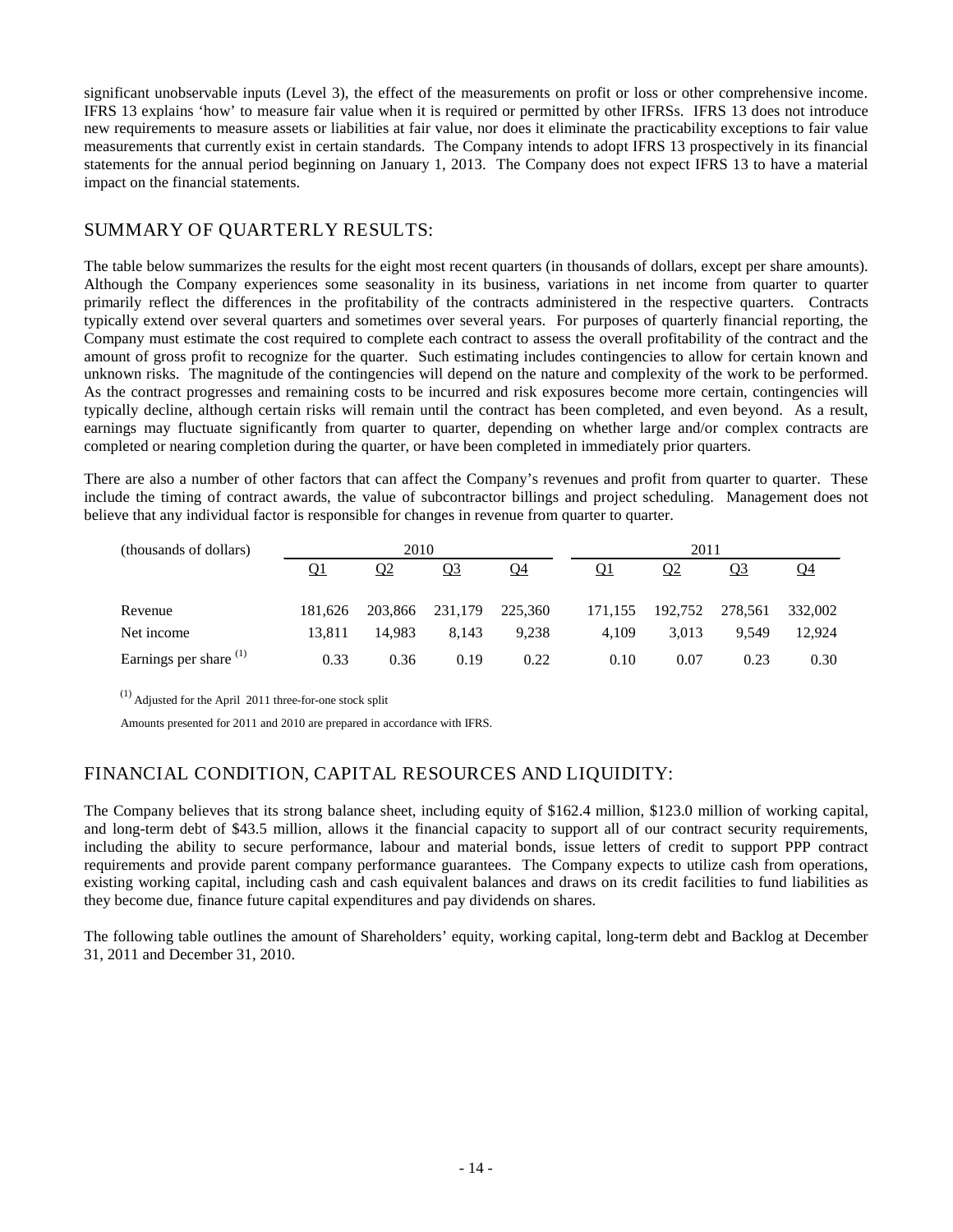significant unobservable inputs (Level 3), the effect of the measurements on profit or loss or other comprehensive income. IFRS 13 explains 'how' to measure fair value when it is required or permitted by other IFRSs. IFRS 13 does not introduce new requirements to measure assets or liabilities at fair value, nor does it eliminate the practicability exceptions to fair value measurements that currently exist in certain standards. The Company intends to adopt IFRS 13 prospectively in its financial statements for the annual period beginning on January 1, 2013. The Company does not expect IFRS 13 to have a material impact on the financial statements.

## SUMMARY OF QUARTERLY RESULTS:

The table below summarizes the results for the eight most recent quarters (in thousands of dollars, except per share amounts). Although the Company experiences some seasonality in its business, variations in net income from quarter to quarter primarily reflect the differences in the profitability of the contracts administered in the respective quarters. Contracts typically extend over several quarters and sometimes over several years. For purposes of quarterly financial reporting, the Company must estimate the cost required to complete each contract to assess the overall profitability of the contract and the amount of gross profit to recognize for the quarter. Such estimating includes contingencies to allow for certain known and unknown risks. The magnitude of the contingencies will depend on the nature and complexity of the work to be performed. As the contract progresses and remaining costs to be incurred and risk exposures become more certain, contingencies will typically decline, although certain risks will remain until the contract has been completed, and even beyond. As a result, earnings may fluctuate significantly from quarter to quarter, depending on whether large and/or complex contracts are completed or nearing completion during the quarter, or have been completed in immediately prior quarters.

There are also a number of other factors that can affect the Company's revenues and profit from quarter to quarter. These include the timing of contract awards, the value of subcontractor billings and project scheduling. Management does not believe that any individual factor is responsible for changes in revenue from quarter to quarter.

| (thousands of dollars) | 2010 | | | | 2011 | | | |
|---|---|---|---|---|---|---|---|---|
| | Q1 | Q2 | Q3 | Q4 | Q1 | Q2 | Q3 | Q4 |
| Revenue | 181,626 | 203,866 | 231,179 | 225,360 | 171,155 | 192,752 | 278,561 | 332,002 |
| Net income | 13,811 | 14,983 | 8,143 | 9,238 | 4,109 | 3,013 | 9,549 | 12,924 |
| Earnings per share (1) | 0.33 | 0.36 | 0.19 | 0.22 | 0.10 | 0.07 | 0.23 | 0.30 |

(1) Adjusted for the April 2011 three-for-one stock split

Amounts presented for 2011 and 2010 are prepared in accordance with IFRS.

## FINANCIAL CONDITION, CAPITAL RESOURCES AND LIQUIDITY:

The Company believes that its strong balance sheet, including equity of $162.4 million, $123.0 million of working capital, and long-term debt of $43.5 million, allows it the financial capacity to support all of our contract security requirements, including the ability to secure performance, labour and material bonds, issue letters of credit to support PPP contract requirements and provide parent company performance guarantees. The Company expects to utilize cash from operations, existing working capital, including cash and cash equivalent balances and draws on its credit facilities to fund liabilities as they become due, finance future capital expenditures and pay dividends on shares.

The following table outlines the amount of Shareholders' equity, working capital, long-term debt and Backlog at December 31, 2011 and December 31, 2010.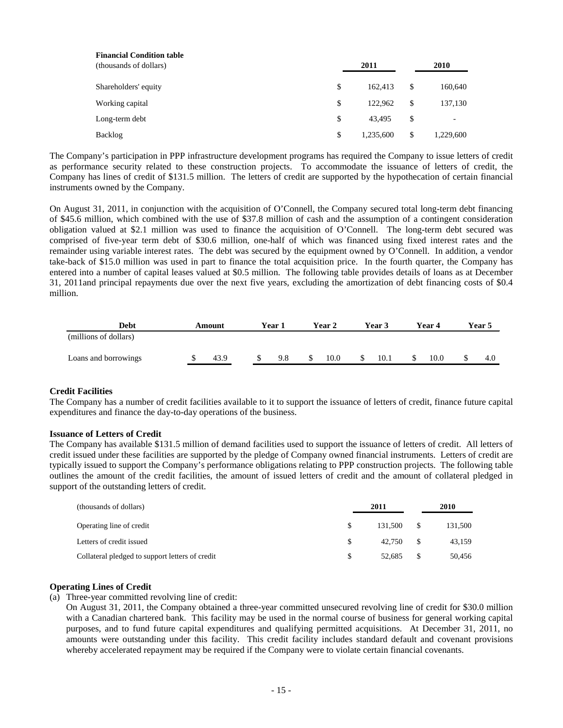**Financial Condition table**

| (thousands of dollars) | 2011 | 2010 |
|---|---|---|
| Shareholders' equity | $ 162,413 | $ 160,640 |
| Working capital | $ 122,962 | $ 137,130 |
| Long-term debt | $ 43,495 | $ - |
| Backlog | $ 1,235,600 | $ 1,229,600 |

The Company's participation in PPP infrastructure development programs has required the Company to issue letters of credit as performance security related to these construction projects. To accommodate the issuance of letters of credit, the Company has lines of credit of $131.5 million. The letters of credit are supported by the hypothecation of certain financial instruments owned by the Company.

On August 31, 2011, in conjunction with the acquisition of O'Connell, the Company secured total long-term debt financing of $45.6 million, which combined with the use of $37.8 million of cash and the assumption of a contingent consideration obligation valued at $2.1 million was used to finance the acquisition of O'Connell. The long-term debt secured was comprised of five-year term debt of $30.6 million, one-half of which was financed using fixed interest rates and the remainder using variable interest rates. The debt was secured by the equipment owned by O'Connell. In addition, a vendor take-back of $15.0 million was used in part to finance the total acquisition price. In the fourth quarter, the Company has entered into a number of capital leases valued at $0.5 million. The following table provides details of loans as at December 31, 2011and principal repayments due over the next five years, excluding the amortization of debt financing costs of $0.4 million.

| Debt | Amount | Year 1 | Year 2 | Year 3 | Year 4 | Year 5 |
|---|---|---|---|---|---|---|
| (millions of dollars) | | | | | | |
| Loans and borrowings | $ 43.9 | $ 9.8 | $ 10.0 | $ 10.1 | $ 10.0 | $ 4.0 |

**Credit Facilities**

The Company has a number of credit facilities available to it to support the issuance of letters of credit, finance future capital expenditures and finance the day-to-day operations of the business.

**Issuance of Letters of Credit**

The Company has available $131.5 million of demand facilities used to support the issuance of letters of credit. All letters of credit issued under these facilities are supported by the pledge of Company owned financial instruments. Letters of credit are typically issued to support the Company's performance obligations relating to PPP construction projects. The following table outlines the amount of the credit facilities, the amount of issued letters of credit and the amount of collateral pledged in support of the outstanding letters of credit.

| (thousands of dollars) | 2011 | 2010 |
|---|---|---|
| Operating line of credit | $ 131,500 | $ 131,500 |
| Letters of credit issued | $ 42,750 | $ 43,159 |
| Collateral pledged to support letters of credit | $ 52,685 | $ 50,456 |

**Operating Lines of Credit**

(a) Three-year committed revolving line of credit:

On August 31, 2011, the Company obtained a three-year committed unsecured revolving line of credit for $30.0 million with a Canadian chartered bank. This facility may be used in the normal course of business for general working capital purposes, and to fund future capital expenditures and qualifying permitted acquisitions. At December 31, 2011, no amounts were outstanding under this facility. This credit facility includes standard default and covenant provisions whereby accelerated repayment may be required if the Company were to violate certain financial covenants.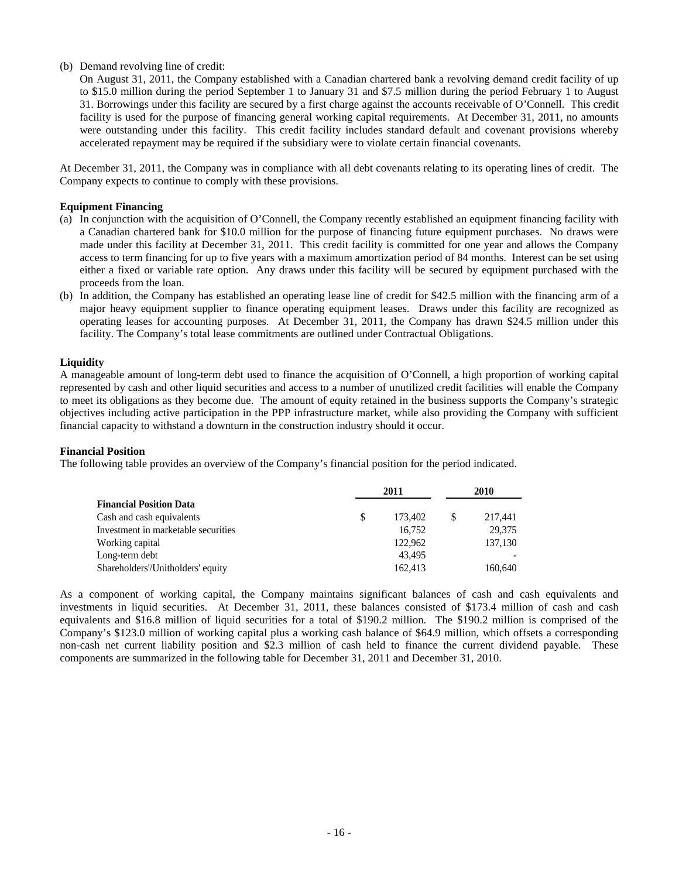(b) Demand revolving line of credit:

On August 31, 2011, the Company established with a Canadian chartered bank a revolving demand credit facility of up to \$15.0 million during the period September 1 to January 31 and \$7.5 million during the period February 1 to August 31. Borrowings under this facility are secured by a first charge against the accounts receivable of O'Connell. This credit facility is used for the purpose of financing general working capital requirements. At December 31, 2011, no amounts were outstanding under this facility. This credit facility includes standard default and covenant provisions whereby accelerated repayment may be required if the subsidiary were to violate certain financial covenants.

At December 31, 2011, the Company was in compliance with all debt covenants relating to its operating lines of credit. The Company expects to continue to comply with these provisions.

**Equipment Financing**

(a) In conjunction with the acquisition of O'Connell, the Company recently established an equipment financing facility with a Canadian chartered bank for \$10.0 million for the purpose of financing future equipment purchases. No draws were made under this facility at December 31, 2011. This credit facility is committed for one year and allows the Company access to term financing for up to five years with a maximum amortization period of 84 months. Interest can be set using either a fixed or variable rate option. Any draws under this facility will be secured by equipment purchased with the proceeds from the loan.

(b) In addition, the Company has established an operating lease line of credit for \$42.5 million with the financing arm of a major heavy equipment supplier to finance operating equipment leases. Draws under this facility are recognized as operating leases for accounting purposes. At December 31, 2011, the Company has drawn \$24.5 million under this facility. The Company's total lease commitments are outlined under Contractual Obligations.

**Liquidity**

A manageable amount of long-term debt used to finance the acquisition of O'Connell, a high proportion of working capital represented by cash and other liquid securities and access to a number of unutilized credit facilities will enable the Company to meet its obligations as they become due. The amount of equity retained in the business supports the Company's strategic objectives including active participation in the PPP infrastructure market, while also providing the Company with sufficient financial capacity to withstand a downturn in the construction industry should it occur.

**Financial Position**

The following table provides an overview of the Company's financial position for the period indicated.

| | 2011 | 2010 |
|---|---|---|
| **Financial Position Data** | | |
| Cash and cash equivalents | \$ 173,402 | \$ 217,441 |
| Investment in marketable securities | 16,752 | 29,375 |
| Working capital | 122,962 | 137,130 |
| Long-term debt | 43,495 | - |
| Shareholders'/Unitholders' equity | 162,413 | 160,640 |

As a component of working capital, the Company maintains significant balances of cash and cash equivalents and investments in liquid securities. At December 31, 2011, these balances consisted of \$173.4 million of cash and cash equivalents and \$16.8 million of liquid securities for a total of \$190.2 million. The \$190.2 million is comprised of the Company's \$123.0 million of working capital plus a working cash balance of \$64.9 million, which offsets a corresponding non-cash net current liability position and \$2.3 million of cash held to finance the current dividend payable. These components are summarized in the following table for December 31, 2011 and December 31, 2010.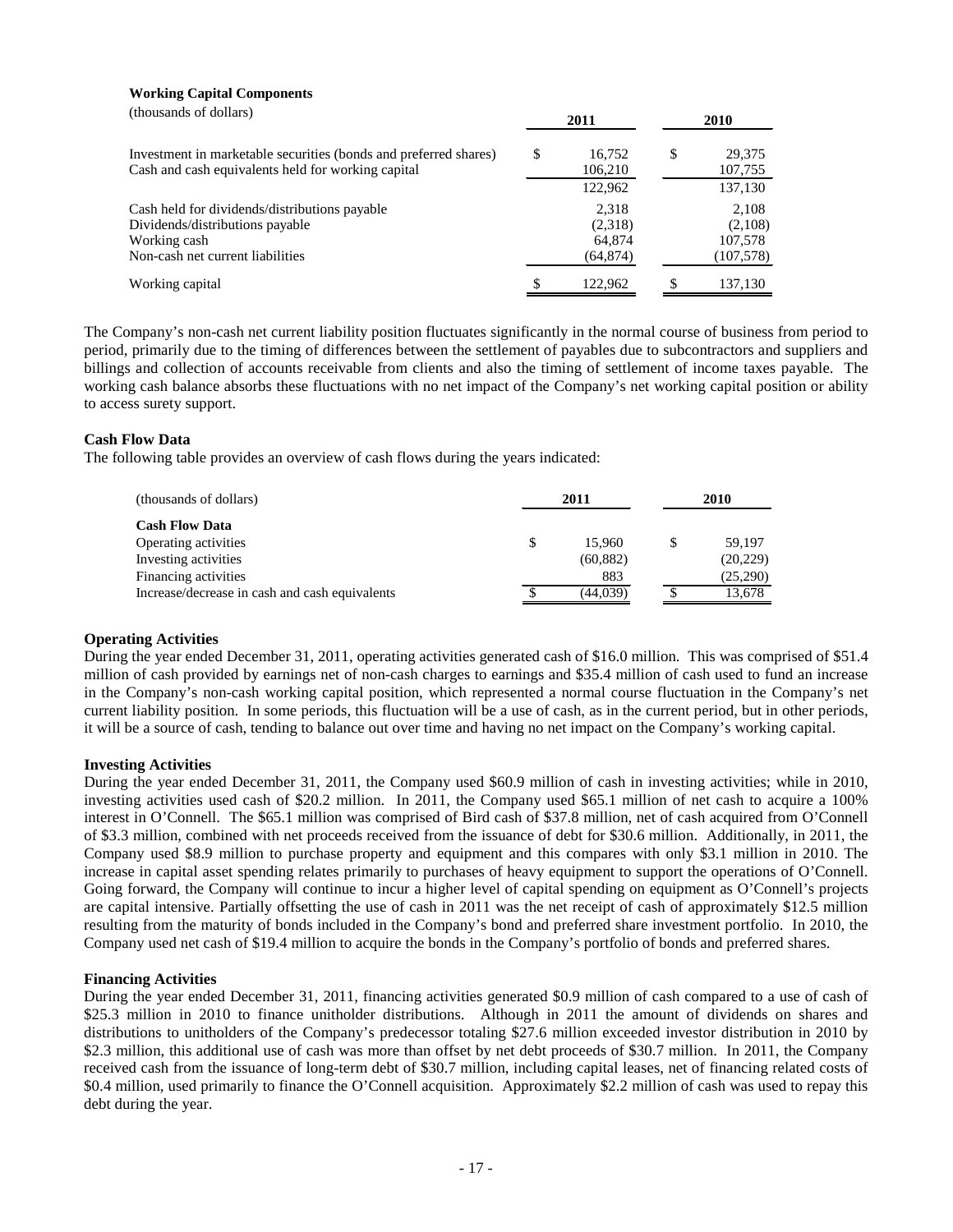**Working Capital Components**

| (thousands of dollars) | 2011 | 2010 |
|---|---|---|
| Investment in marketable securities (bonds and preferred shares) | $ 16,752 | $ 29,375 |
| Cash and cash equivalents held for working capital | 106,210 | 107,755 |
| | 122,962 | 137,130 |
| Cash held for dividends/distributions payable | 2,318 | 2,108 |
| Dividends/distributions payable | (2,318) | (2,108) |
| Working cash | 64,874 | 107,578 |
| Non-cash net current liabilities | (64,874) | (107,578) |
| Working capital | $ 122,962 | $ 137,130 |

The Company's non-cash net current liability position fluctuates significantly in the normal course of business from period to period, primarily due to the timing of differences between the settlement of payables due to subcontractors and suppliers and billings and collection of accounts receivable from clients and also the timing of settlement of income taxes payable. The working cash balance absorbs these fluctuations with no net impact of the Company's net working capital position or ability to access surety support.

**Cash Flow Data**

The following table provides an overview of cash flows during the years indicated:

| (thousands of dollars) | 2011 | 2010 |
|---|---|---|
| **Cash Flow Data** | | |
| Operating activities | $ 15,960 | $ 59,197 |
| Investing activities | (60,882) | (20,229) |
| Financing activities | 883 | (25,290) |
| Increase/decrease in cash and cash equivalents | $ (44,039) | $ 13,678 |

**Operating Activities**

During the year ended December 31, 2011, operating activities generated cash of $16.0 million. This was comprised of $51.4 million of cash provided by earnings net of non-cash charges to earnings and $35.4 million of cash used to fund an increase in the Company's non-cash working capital position, which represented a normal course fluctuation in the Company's net current liability position. In some periods, this fluctuation will be a use of cash, as in the current period, but in other periods, it will be a source of cash, tending to balance out over time and having no net impact on the Company's working capital.

**Investing Activities**

During the year ended December 31, 2011, the Company used $60.9 million of cash in investing activities; while in 2010, investing activities used cash of $20.2 million. In 2011, the Company used $65.1 million of net cash to acquire a 100% interest in O'Connell. The $65.1 million was comprised of Bird cash of $37.8 million, net of cash acquired from O'Connell of $3.3 million, combined with net proceeds received from the issuance of debt for $30.6 million. Additionally, in 2011, the Company used $8.9 million to purchase property and equipment and this compares with only $3.1 million in 2010. The increase in capital asset spending relates primarily to purchases of heavy equipment to support the operations of O'Connell. Going forward, the Company will continue to incur a higher level of capital spending on equipment as O'Connell's projects are capital intensive. Partially offsetting the use of cash in 2011 was the net receipt of cash of approximately $12.5 million resulting from the maturity of bonds included in the Company's bond and preferred share investment portfolio. In 2010, the Company used net cash of $19.4 million to acquire the bonds in the Company's portfolio of bonds and preferred shares.

**Financing Activities**

During the year ended December 31, 2011, financing activities generated $0.9 million of cash compared to a use of cash of $25.3 million in 2010 to finance unitholder distributions. Although in 2011 the amount of dividends on shares and distributions to unitholders of the Company's predecessor totaling $27.6 million exceeded investor distribution in 2010 by $2.3 million, this additional use of cash was more than offset by net debt proceeds of $30.7 million. In 2011, the Company received cash from the issuance of long-term debt of $30.7 million, including capital leases, net of financing related costs of $0.4 million, used primarily to finance the O'Connell acquisition. Approximately $2.2 million of cash was used to repay this debt during the year.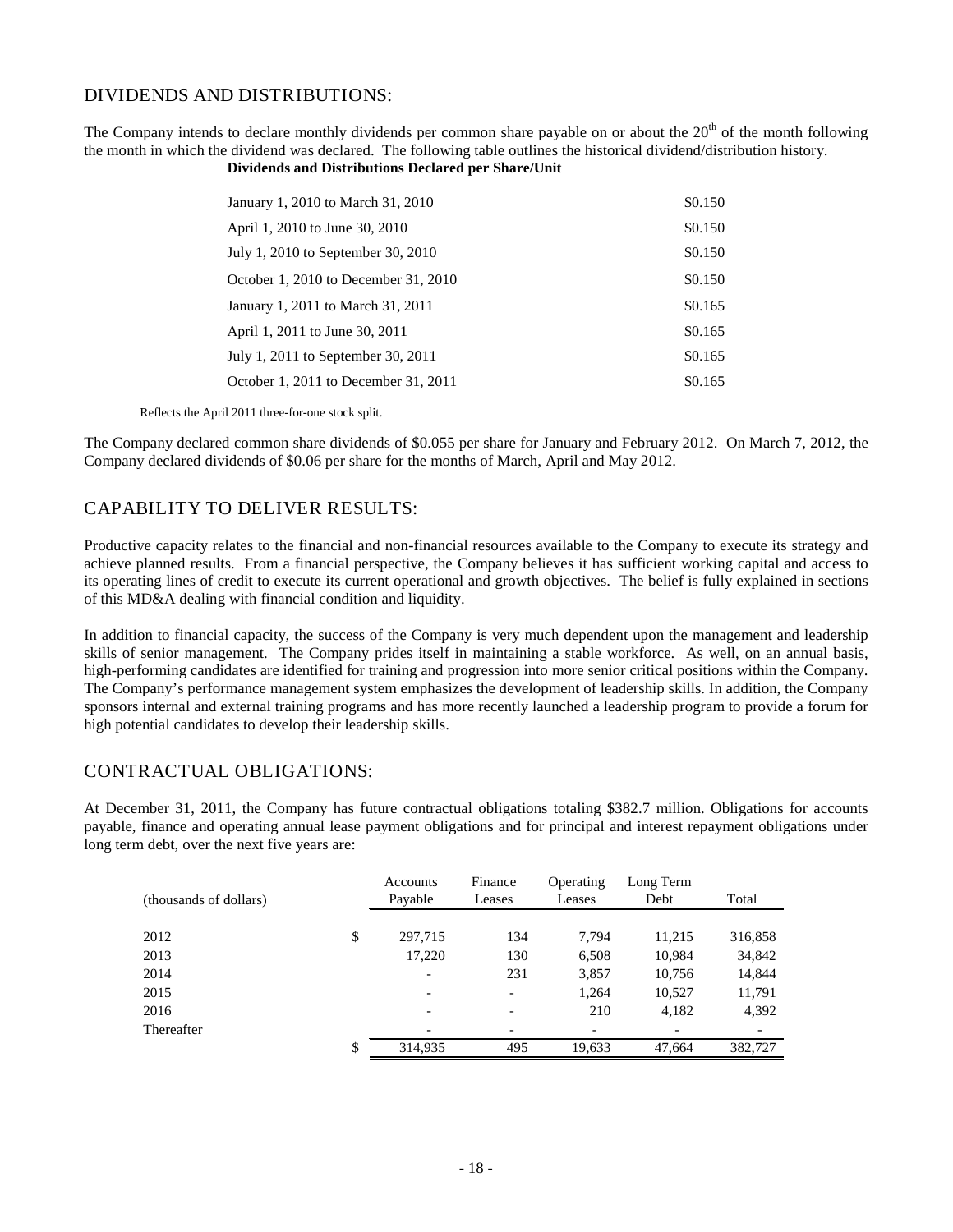## DIVIDENDS AND DISTRIBUTIONS:

The Company intends to declare monthly dividends per common share payable on or about the 20th of the month following the month in which the dividend was declared. The following table outlines the historical dividend/distribution history.

**Dividends and Distributions Declared per Share/Unit**

| | |
|---|---|
| January 1, 2010 to March 31, 2010 | \$0.150 |
| April 1, 2010 to June 30, 2010 | \$0.150 |
| July 1, 2010 to September 30, 2010 | \$0.150 |
| October 1, 2010 to December 31, 2010 | \$0.150 |
| January 1, 2011 to March 31, 2011 | \$0.165 |
| April 1, 2011 to June 30, 2011 | \$0.165 |
| July 1, 2011 to September 30, 2011 | \$0.165 |
| October 1, 2011 to December 31, 2011 | \$0.165 |

Reflects the April 2011 three-for-one stock split.

The Company declared common share dividends of \$0.055 per share for January and February 2012. On March 7, 2012, the Company declared dividends of \$0.06 per share for the months of March, April and May 2012.

## CAPABILITY TO DELIVER RESULTS:

Productive capacity relates to the financial and non-financial resources available to the Company to execute its strategy and achieve planned results. From a financial perspective, the Company believes it has sufficient working capital and access to its operating lines of credit to execute its current operational and growth objectives. The belief is fully explained in sections of this MD&A dealing with financial condition and liquidity.

In addition to financial capacity, the success of the Company is very much dependent upon the management and leadership skills of senior management. The Company prides itself in maintaining a stable workforce. As well, on an annual basis, high-performing candidates are identified for training and progression into more senior critical positions within the Company. The Company's performance management system emphasizes the development of leadership skills. In addition, the Company sponsors internal and external training programs and has more recently launched a leadership program to provide a forum for high potential candidates to develop their leadership skills.

## CONTRACTUAL OBLIGATIONS:

At December 31, 2011, the Company has future contractual obligations totaling \$382.7 million. Obligations for accounts payable, finance and operating annual lease payment obligations and for principal and interest repayment obligations under long term debt, over the next five years are:

| (thousands of dollars) | | Accounts Payable | Finance Leases | Operating Leases | Long Term Debt | Total |
|---|---|---|---|---|---|---|
| 2012 | \$ | 297,715 | 134 | 7,794 | 11,215 | 316,858 |
| 2013 | | 17,220 | 130 | 6,508 | 10,984 | 34,842 |
| 2014 | | - | 231 | 3,857 | 10,756 | 14,844 |
| 2015 | | - | - | 1,264 | 10,527 | 11,791 |
| 2016 | | - | - | 210 | 4,182 | 4,392 |
| Thereafter | | - | - | - | - | - |
| | \$ | 314,935 | 495 | 19,633 | 47,664 | 382,727 |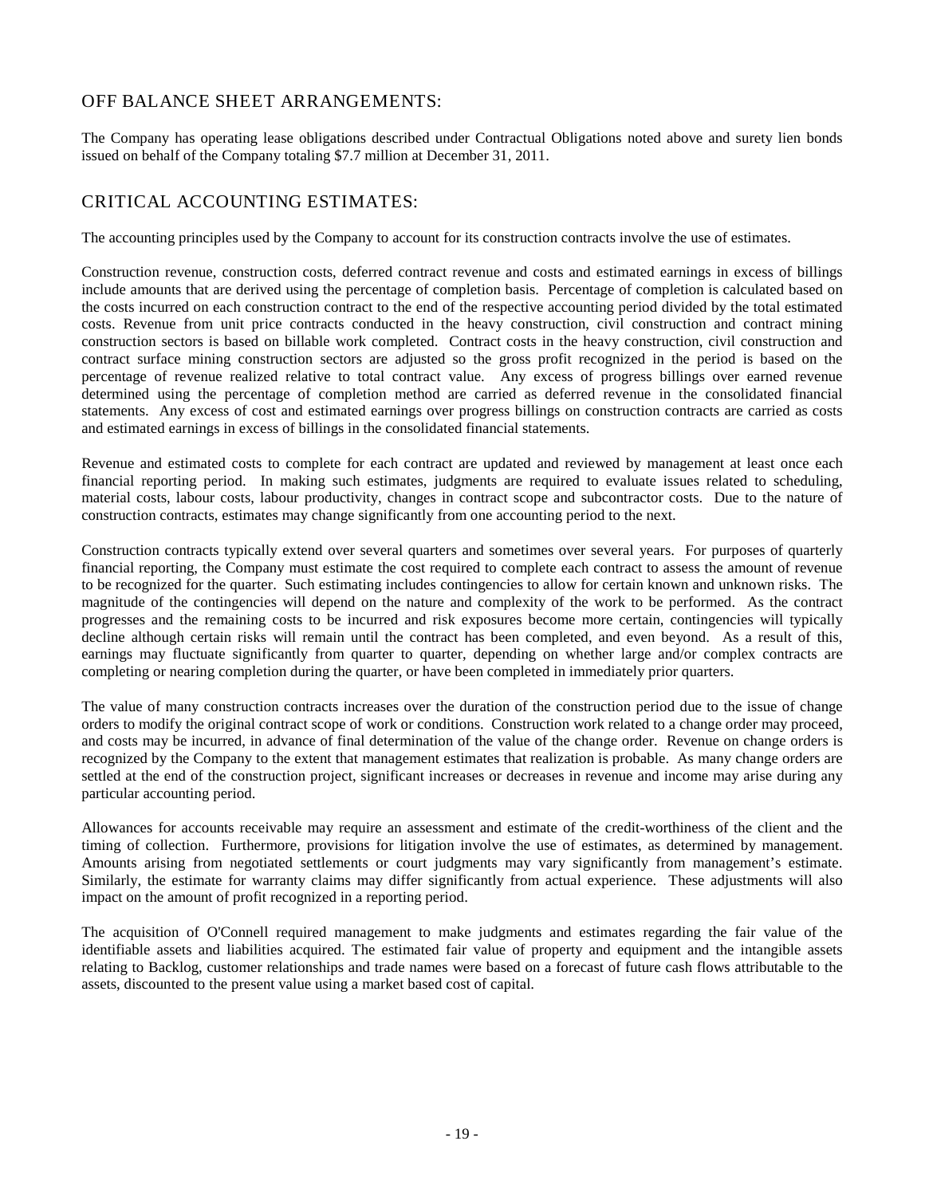## OFF BALANCE SHEET ARRANGEMENTS:

The Company has operating lease obligations described under Contractual Obligations noted above and surety lien bonds issued on behalf of the Company totaling $7.7 million at December 31, 2011.

## CRITICAL ACCOUNTING ESTIMATES:

The accounting principles used by the Company to account for its construction contracts involve the use of estimates.

Construction revenue, construction costs, deferred contract revenue and costs and estimated earnings in excess of billings include amounts that are derived using the percentage of completion basis. Percentage of completion is calculated based on the costs incurred on each construction contract to the end of the respective accounting period divided by the total estimated costs. Revenue from unit price contracts conducted in the heavy construction, civil construction and contract mining construction sectors is based on billable work completed. Contract costs in the heavy construction, civil construction and contract surface mining construction sectors are adjusted so the gross profit recognized in the period is based on the percentage of revenue realized relative to total contract value. Any excess of progress billings over earned revenue determined using the percentage of completion method are carried as deferred revenue in the consolidated financial statements. Any excess of cost and estimated earnings over progress billings on construction contracts are carried as costs and estimated earnings in excess of billings in the consolidated financial statements.

Revenue and estimated costs to complete for each contract are updated and reviewed by management at least once each financial reporting period. In making such estimates, judgments are required to evaluate issues related to scheduling, material costs, labour costs, labour productivity, changes in contract scope and subcontractor costs. Due to the nature of construction contracts, estimates may change significantly from one accounting period to the next.

Construction contracts typically extend over several quarters and sometimes over several years. For purposes of quarterly financial reporting, the Company must estimate the cost required to complete each contract to assess the amount of revenue to be recognized for the quarter. Such estimating includes contingencies to allow for certain known and unknown risks. The magnitude of the contingencies will depend on the nature and complexity of the work to be performed. As the contract progresses and the remaining costs to be incurred and risk exposures become more certain, contingencies will typically decline although certain risks will remain until the contract has been completed, and even beyond. As a result of this, earnings may fluctuate significantly from quarter to quarter, depending on whether large and/or complex contracts are completing or nearing completion during the quarter, or have been completed in immediately prior quarters.

The value of many construction contracts increases over the duration of the construction period due to the issue of change orders to modify the original contract scope of work or conditions. Construction work related to a change order may proceed, and costs may be incurred, in advance of final determination of the value of the change order. Revenue on change orders is recognized by the Company to the extent that management estimates that realization is probable. As many change orders are settled at the end of the construction project, significant increases or decreases in revenue and income may arise during any particular accounting period.

Allowances for accounts receivable may require an assessment and estimate of the credit-worthiness of the client and the timing of collection. Furthermore, provisions for litigation involve the use of estimates, as determined by management. Amounts arising from negotiated settlements or court judgments may vary significantly from management's estimate. Similarly, the estimate for warranty claims may differ significantly from actual experience. These adjustments will also impact on the amount of profit recognized in a reporting period.

The acquisition of O'Connell required management to make judgments and estimates regarding the fair value of the identifiable assets and liabilities acquired. The estimated fair value of property and equipment and the intangible assets relating to Backlog, customer relationships and trade names were based on a forecast of future cash flows attributable to the assets, discounted to the present value using a market based cost of capital.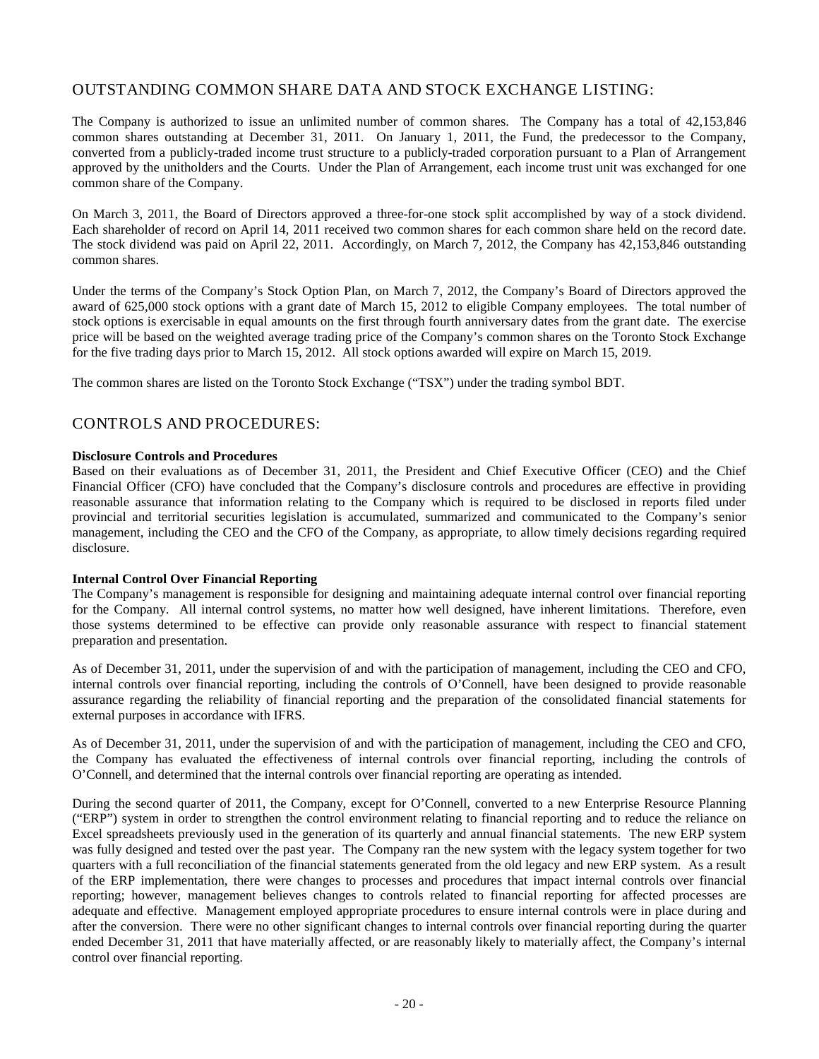## OUTSTANDING COMMON SHARE DATA AND STOCK EXCHANGE LISTING:

The Company is authorized to issue an unlimited number of common shares. The Company has a total of 42,153,846 common shares outstanding at December 31, 2011. On January 1, 2011, the Fund, the predecessor to the Company, converted from a publicly-traded income trust structure to a publicly-traded corporation pursuant to a Plan of Arrangement approved by the unitholders and the Courts. Under the Plan of Arrangement, each income trust unit was exchanged for one common share of the Company.

On March 3, 2011, the Board of Directors approved a three-for-one stock split accomplished by way of a stock dividend. Each shareholder of record on April 14, 2011 received two common shares for each common share held on the record date. The stock dividend was paid on April 22, 2011. Accordingly, on March 7, 2012, the Company has 42,153,846 outstanding common shares.

Under the terms of the Company's Stock Option Plan, on March 7, 2012, the Company's Board of Directors approved the award of 625,000 stock options with a grant date of March 15, 2012 to eligible Company employees. The total number of stock options is exercisable in equal amounts on the first through fourth anniversary dates from the grant date. The exercise price will be based on the weighted average trading price of the Company's common shares on the Toronto Stock Exchange for the five trading days prior to March 15, 2012. All stock options awarded will expire on March 15, 2019.

The common shares are listed on the Toronto Stock Exchange ("TSX") under the trading symbol BDT.

## CONTROLS AND PROCEDURES:

**Disclosure Controls and Procedures**

Based on their evaluations as of December 31, 2011, the President and Chief Executive Officer (CEO) and the Chief Financial Officer (CFO) have concluded that the Company's disclosure controls and procedures are effective in providing reasonable assurance that information relating to the Company which is required to be disclosed in reports filed under provincial and territorial securities legislation is accumulated, summarized and communicated to the Company's senior management, including the CEO and the CFO of the Company, as appropriate, to allow timely decisions regarding required disclosure.

**Internal Control Over Financial Reporting**

The Company's management is responsible for designing and maintaining adequate internal control over financial reporting for the Company. All internal control systems, no matter how well designed, have inherent limitations. Therefore, even those systems determined to be effective can provide only reasonable assurance with respect to financial statement preparation and presentation.

As of December 31, 2011, under the supervision of and with the participation of management, including the CEO and CFO, internal controls over financial reporting, including the controls of O'Connell, have been designed to provide reasonable assurance regarding the reliability of financial reporting and the preparation of the consolidated financial statements for external purposes in accordance with IFRS.

As of December 31, 2011, under the supervision of and with the participation of management, including the CEO and CFO, the Company has evaluated the effectiveness of internal controls over financial reporting, including the controls of O'Connell, and determined that the internal controls over financial reporting are operating as intended.

During the second quarter of 2011, the Company, except for O'Connell, converted to a new Enterprise Resource Planning ("ERP") system in order to strengthen the control environment relating to financial reporting and to reduce the reliance on Excel spreadsheets previously used in the generation of its quarterly and annual financial statements. The new ERP system was fully designed and tested over the past year. The Company ran the new system with the legacy system together for two quarters with a full reconciliation of the financial statements generated from the old legacy and new ERP system. As a result of the ERP implementation, there were changes to processes and procedures that impact internal controls over financial reporting; however, management believes changes to controls related to financial reporting for affected processes are adequate and effective. Management employed appropriate procedures to ensure internal controls were in place during and after the conversion. There were no other significant changes to internal controls over financial reporting during the quarter ended December 31, 2011 that have materially affected, or are reasonably likely to materially affect, the Company's internal control over financial reporting.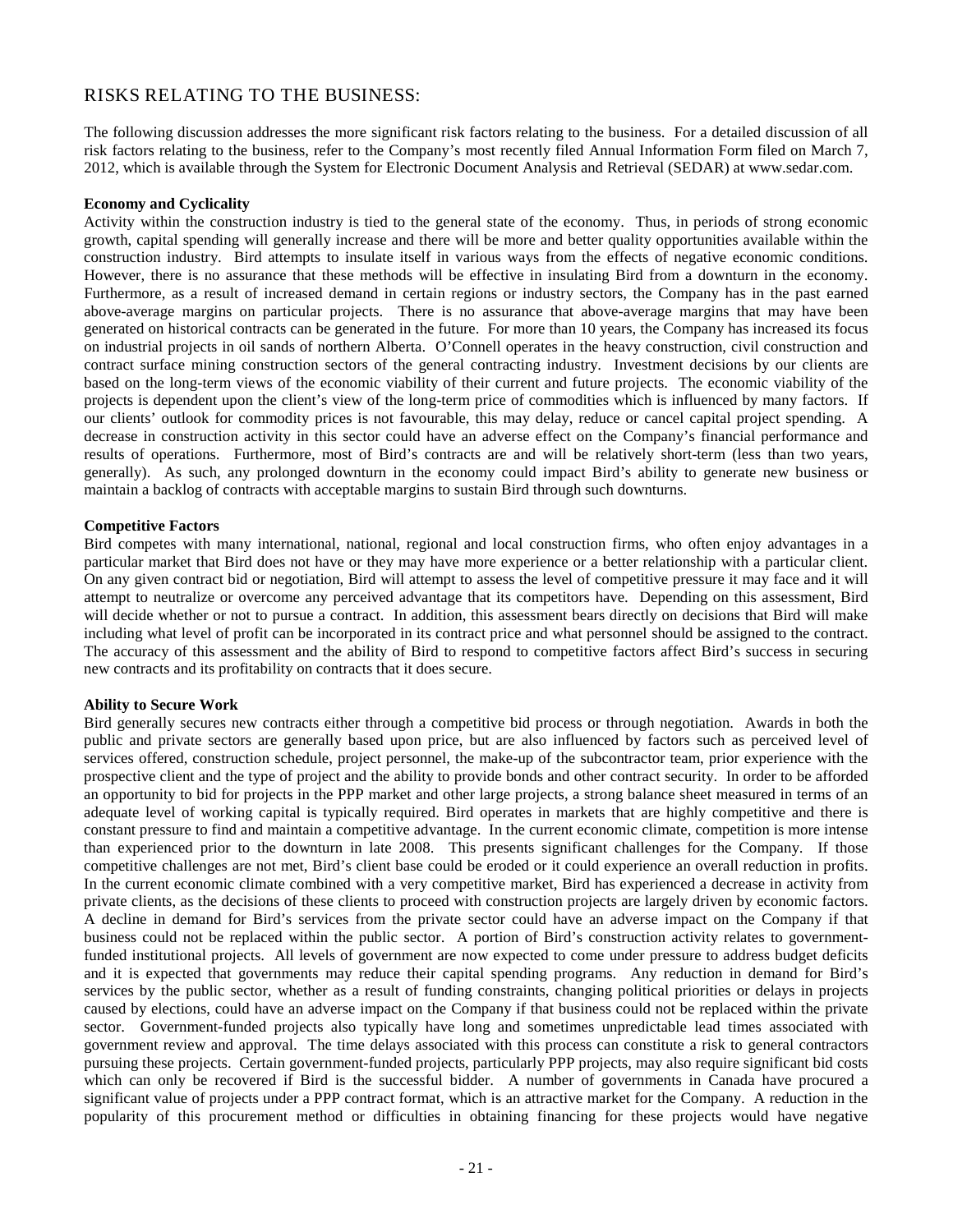## RISKS RELATING TO THE BUSINESS:

The following discussion addresses the more significant risk factors relating to the business. For a detailed discussion of all risk factors relating to the business, refer to the Company's most recently filed Annual Information Form filed on March 7, 2012, which is available through the System for Electronic Document Analysis and Retrieval (SEDAR) at www.sedar.com.

**Economy and Cyclicality**

Activity within the construction industry is tied to the general state of the economy. Thus, in periods of strong economic growth, capital spending will generally increase and there will be more and better quality opportunities available within the construction industry. Bird attempts to insulate itself in various ways from the effects of negative economic conditions. However, there is no assurance that these methods will be effective in insulating Bird from a downturn in the economy. Furthermore, as a result of increased demand in certain regions or industry sectors, the Company has in the past earned above-average margins on particular projects. There is no assurance that above-average margins that may have been generated on historical contracts can be generated in the future. For more than 10 years, the Company has increased its focus on industrial projects in oil sands of northern Alberta. O'Connell operates in the heavy construction, civil construction and contract surface mining construction sectors of the general contracting industry. Investment decisions by our clients are based on the long-term views of the economic viability of their current and future projects. The economic viability of the projects is dependent upon the client's view of the long-term price of commodities which is influenced by many factors. If our clients' outlook for commodity prices is not favourable, this may delay, reduce or cancel capital project spending. A decrease in construction activity in this sector could have an adverse effect on the Company's financial performance and results of operations. Furthermore, most of Bird's contracts are and will be relatively short-term (less than two years, generally). As such, any prolonged downturn in the economy could impact Bird's ability to generate new business or maintain a backlog of contracts with acceptable margins to sustain Bird through such downturns.

**Competitive Factors**

Bird competes with many international, national, regional and local construction firms, who often enjoy advantages in a particular market that Bird does not have or they may have more experience or a better relationship with a particular client. On any given contract bid or negotiation, Bird will attempt to assess the level of competitive pressure it may face and it will attempt to neutralize or overcome any perceived advantage that its competitors have. Depending on this assessment, Bird will decide whether or not to pursue a contract. In addition, this assessment bears directly on decisions that Bird will make including what level of profit can be incorporated in its contract price and what personnel should be assigned to the contract. The accuracy of this assessment and the ability of Bird to respond to competitive factors affect Bird's success in securing new contracts and its profitability on contracts that it does secure.

**Ability to Secure Work**

Bird generally secures new contracts either through a competitive bid process or through negotiation. Awards in both the public and private sectors are generally based upon price, but are also influenced by factors such as perceived level of services offered, construction schedule, project personnel, the make-up of the subcontractor team, prior experience with the prospective client and the type of project and the ability to provide bonds and other contract security. In order to be afforded an opportunity to bid for projects in the PPP market and other large projects, a strong balance sheet measured in terms of an adequate level of working capital is typically required. Bird operates in markets that are highly competitive and there is constant pressure to find and maintain a competitive advantage. In the current economic climate, competition is more intense than experienced prior to the downturn in late 2008. This presents significant challenges for the Company. If those competitive challenges are not met, Bird's client base could be eroded or it could experience an overall reduction in profits. In the current economic climate combined with a very competitive market, Bird has experienced a decrease in activity from private clients, as the decisions of these clients to proceed with construction projects are largely driven by economic factors. A decline in demand for Bird's services from the private sector could have an adverse impact on the Company if that business could not be replaced within the public sector. A portion of Bird's construction activity relates to government-funded institutional projects. All levels of government are now expected to come under pressure to address budget deficits and it is expected that governments may reduce their capital spending programs. Any reduction in demand for Bird's services by the public sector, whether as a result of funding constraints, changing political priorities or delays in projects caused by elections, could have an adverse impact on the Company if that business could not be replaced within the private sector. Government-funded projects also typically have long and sometimes unpredictable lead times associated with government review and approval. The time delays associated with this process can constitute a risk to general contractors pursuing these projects. Certain government-funded projects, particularly PPP projects, may also require significant bid costs which can only be recovered if Bird is the successful bidder. A number of governments in Canada have procured a significant value of projects under a PPP contract format, which is an attractive market for the Company. A reduction in the popularity of this procurement method or difficulties in obtaining financing for these projects would have negative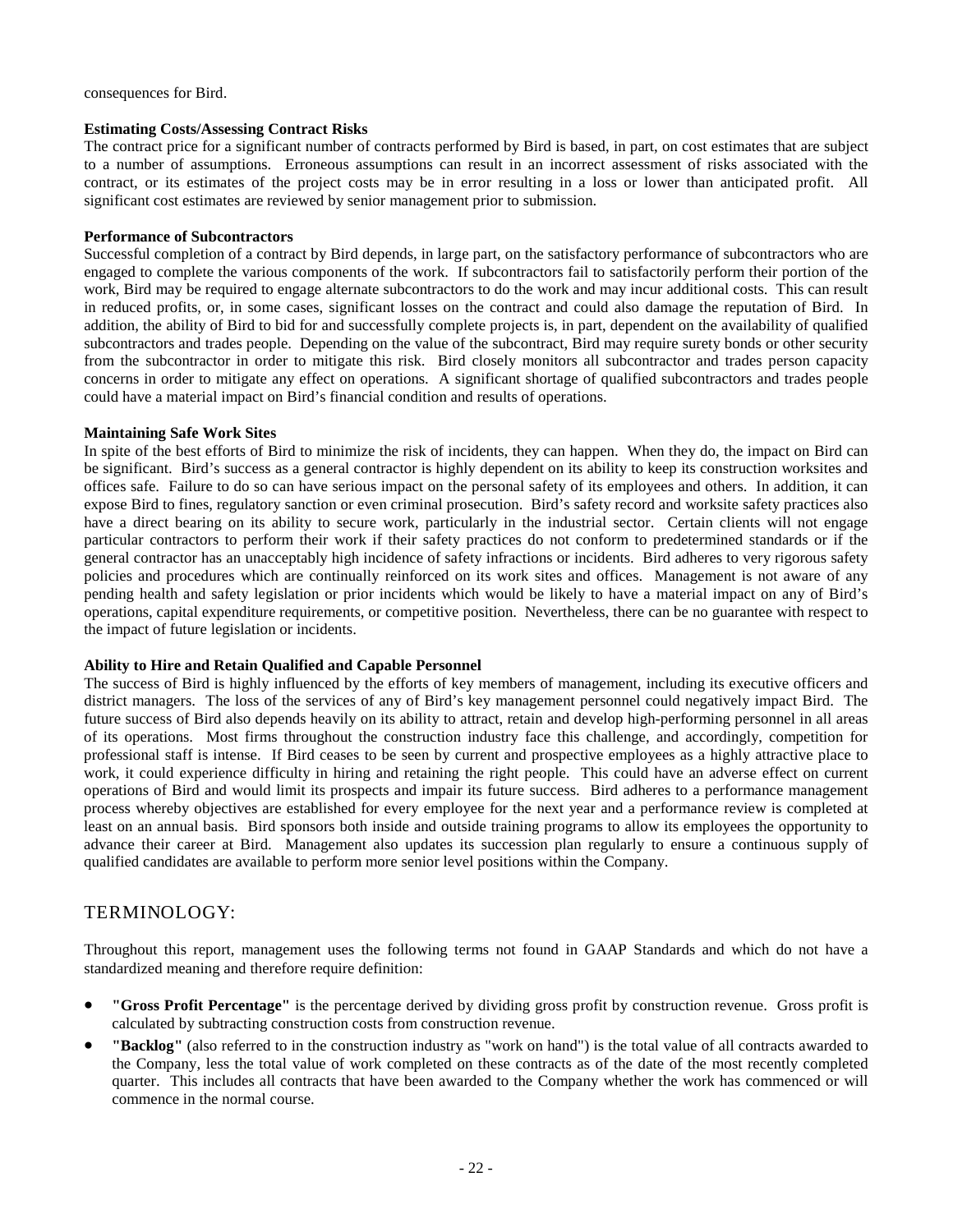consequences for Bird.

**Estimating Costs/Assessing Contract Risks**

The contract price for a significant number of contracts performed by Bird is based, in part, on cost estimates that are subject to a number of assumptions. Erroneous assumptions can result in an incorrect assessment of risks associated with the contract, or its estimates of the project costs may be in error resulting in a loss or lower than anticipated profit. All significant cost estimates are reviewed by senior management prior to submission.

**Performance of Subcontractors**

Successful completion of a contract by Bird depends, in large part, on the satisfactory performance of subcontractors who are engaged to complete the various components of the work. If subcontractors fail to satisfactorily perform their portion of the work, Bird may be required to engage alternate subcontractors to do the work and may incur additional costs. This can result in reduced profits, or, in some cases, significant losses on the contract and could also damage the reputation of Bird. In addition, the ability of Bird to bid for and successfully complete projects is, in part, dependent on the availability of qualified subcontractors and trades people. Depending on the value of the subcontract, Bird may require surety bonds or other security from the subcontractor in order to mitigate this risk. Bird closely monitors all subcontractor and trades person capacity concerns in order to mitigate any effect on operations. A significant shortage of qualified subcontractors and trades people could have a material impact on Bird's financial condition and results of operations.

**Maintaining Safe Work Sites**

In spite of the best efforts of Bird to minimize the risk of incidents, they can happen. When they do, the impact on Bird can be significant. Bird's success as a general contractor is highly dependent on its ability to keep its construction worksites and offices safe. Failure to do so can have serious impact on the personal safety of its employees and others. In addition, it can expose Bird to fines, regulatory sanction or even criminal prosecution. Bird's safety record and worksite safety practices also have a direct bearing on its ability to secure work, particularly in the industrial sector. Certain clients will not engage particular contractors to perform their work if their safety practices do not conform to predetermined standards or if the general contractor has an unacceptably high incidence of safety infractions or incidents. Bird adheres to very rigorous safety policies and procedures which are continually reinforced on its work sites and offices. Management is not aware of any pending health and safety legislation or prior incidents which would be likely to have a material impact on any of Bird's operations, capital expenditure requirements, or competitive position. Nevertheless, there can be no guarantee with respect to the impact of future legislation or incidents.

**Ability to Hire and Retain Qualified and Capable Personnel**

The success of Bird is highly influenced by the efforts of key members of management, including its executive officers and district managers. The loss of the services of any of Bird's key management personnel could negatively impact Bird. The future success of Bird also depends heavily on its ability to attract, retain and develop high-performing personnel in all areas of its operations. Most firms throughout the construction industry face this challenge, and accordingly, competition for professional staff is intense. If Bird ceases to be seen by current and prospective employees as a highly attractive place to work, it could experience difficulty in hiring and retaining the right people. This could have an adverse effect on current operations of Bird and would limit its prospects and impair its future success. Bird adheres to a performance management process whereby objectives are established for every employee for the next year and a performance review is completed at least on an annual basis. Bird sponsors both inside and outside training programs to allow its employees the opportunity to advance their career at Bird. Management also updates its succession plan regularly to ensure a continuous supply of qualified candidates are available to perform more senior level positions within the Company.

## TERMINOLOGY:

Throughout this report, management uses the following terms not found in GAAP Standards and which do not have a standardized meaning and therefore require definition:

- **"Gross Profit Percentage"** is the percentage derived by dividing gross profit by construction revenue. Gross profit is calculated by subtracting construction costs from construction revenue.
- **"Backlog"** (also referred to in the construction industry as "work on hand") is the total value of all contracts awarded to the Company, less the total value of work completed on these contracts as of the date of the most recently completed quarter. This includes all contracts that have been awarded to the Company whether the work has commenced or will commence in the normal course.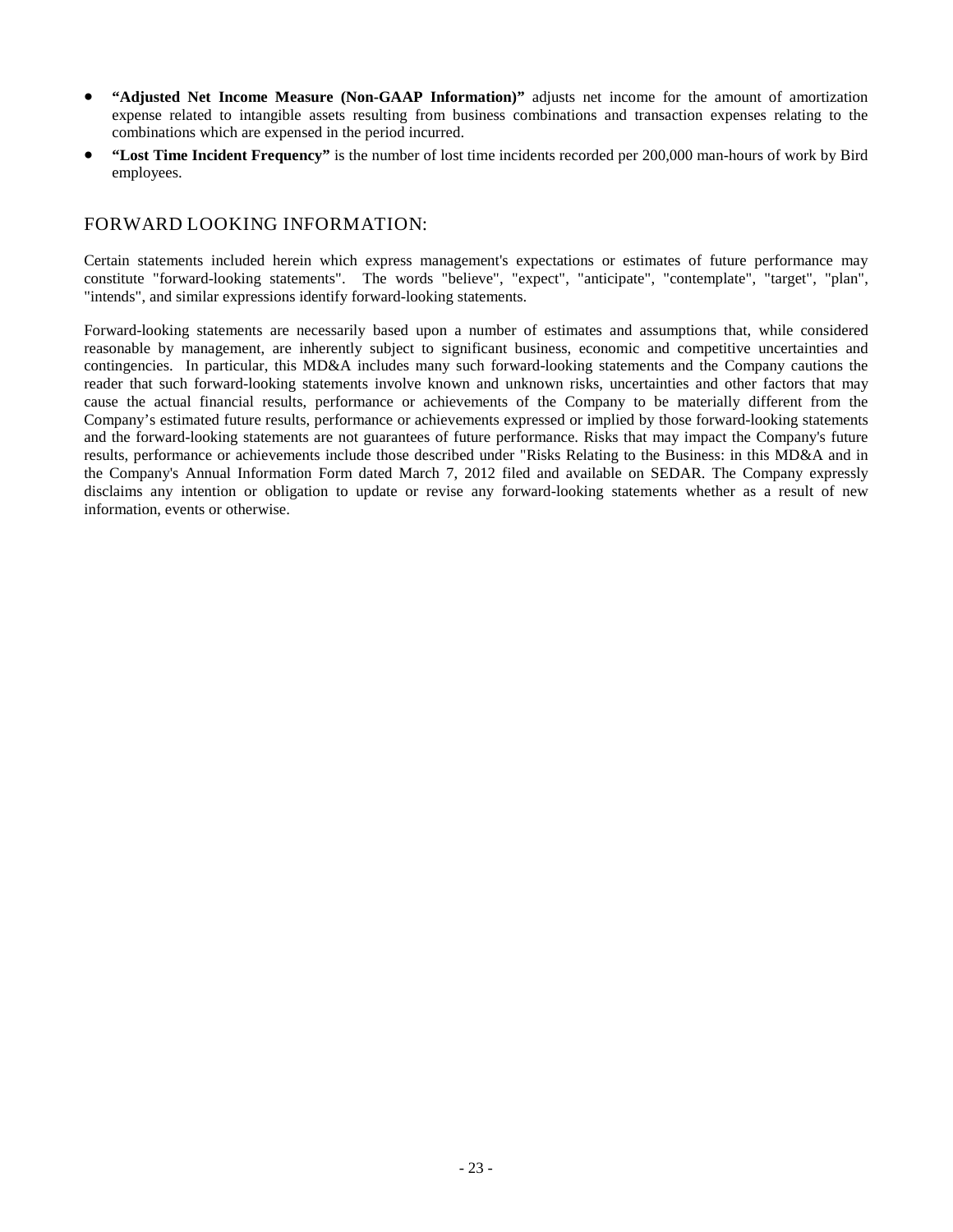- **"Adjusted Net Income Measure (Non-GAAP Information)"** adjusts net income for the amount of amortization expense related to intangible assets resulting from business combinations and transaction expenses relating to the combinations which are expensed in the period incurred.
- **"Lost Time Incident Frequency"** is the number of lost time incidents recorded per 200,000 man-hours of work by Bird employees.

## FORWARD LOOKING INFORMATION:

Certain statements included herein which express management's expectations or estimates of future performance may constitute "forward-looking statements". The words "believe", "expect", "anticipate", "contemplate", "target", "plan", "intends", and similar expressions identify forward-looking statements.

Forward-looking statements are necessarily based upon a number of estimates and assumptions that, while considered reasonable by management, are inherently subject to significant business, economic and competitive uncertainties and contingencies. In particular, this MD&A includes many such forward-looking statements and the Company cautions the reader that such forward-looking statements involve known and unknown risks, uncertainties and other factors that may cause the actual financial results, performance or achievements of the Company to be materially different from the Company's estimated future results, performance or achievements expressed or implied by those forward-looking statements and the forward-looking statements are not guarantees of future performance. Risks that may impact the Company's future results, performance or achievements include those described under "Risks Relating to the Business: in this MD&A and in the Company's Annual Information Form dated March 7, 2012 filed and available on SEDAR. The Company expressly disclaims any intention or obligation to update or revise any forward-looking statements whether as a result of new information, events or otherwise.